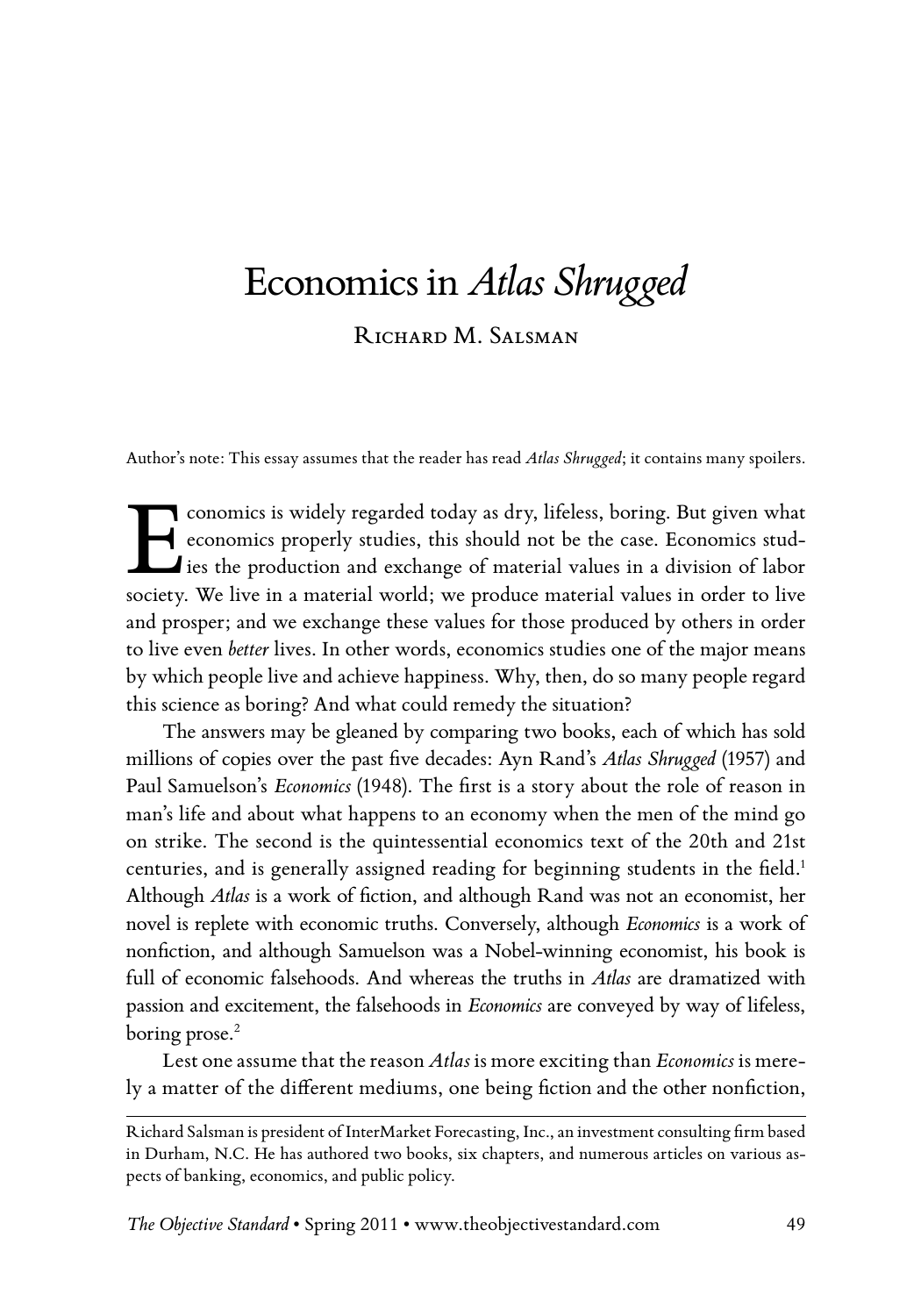# Economics in *Atlas Shrugged*

Richard M. Salsman

Author's note: This essay assumes that the reader has read *Atlas Shrugged*; it contains many spoilers.

Economics is widely regarded today as dry, lifeless, boring. But given what economics properly studies, this should not be the case. Economics studies the production and exchange of material values in a division of labor society. We live in a material world; we produce material values in order to live and prosper; and we exchange these values for those produced by others in order to live even *better* lives. In other words, economics studies one of the major means by which people live and achieve happiness. Why, then, do so many people regard this science as boring? And what could remedy the situation?

The answers may be gleaned by comparing two books, each of which has sold millions of copies over the past five decades: Ayn Rand's *Atlas Shrugged* (1957) and Paul Samuelson's *Economics* (1948). The first is a story about the role of reason in man's life and about what happens to an economy when the men of the mind go on strike. The second is the quintessential economics text of the 20th and 21st centuries, and is generally assigned reading for beginning students in the field.[1] Although *Atlas* is a work of fiction, and although Rand was not an economist, her novel is replete with economic truths. Conversely, although *Economics* is a work of nonfiction, and although Samuelson was a Nobel-winning economist, his book is full of economic falsehoods. And whereas the truths in *Atlas* are dramatized with passion and excitement, the falsehoods in *Economics* are conveyed by way of lifeless, boring prose.[2]

Lest one assume that the reason *Atlas* is more exciting than *Economics* is merely a matter of the different mediums, one being fiction and the other nonfiction,

---

Richard Salsman is president of InterMarket Forecasting, Inc., an investment consulting firm based in Durham, N.C. He has authored two books, six chapters, and numerous articles on various aspects of banking, economics, and public policy.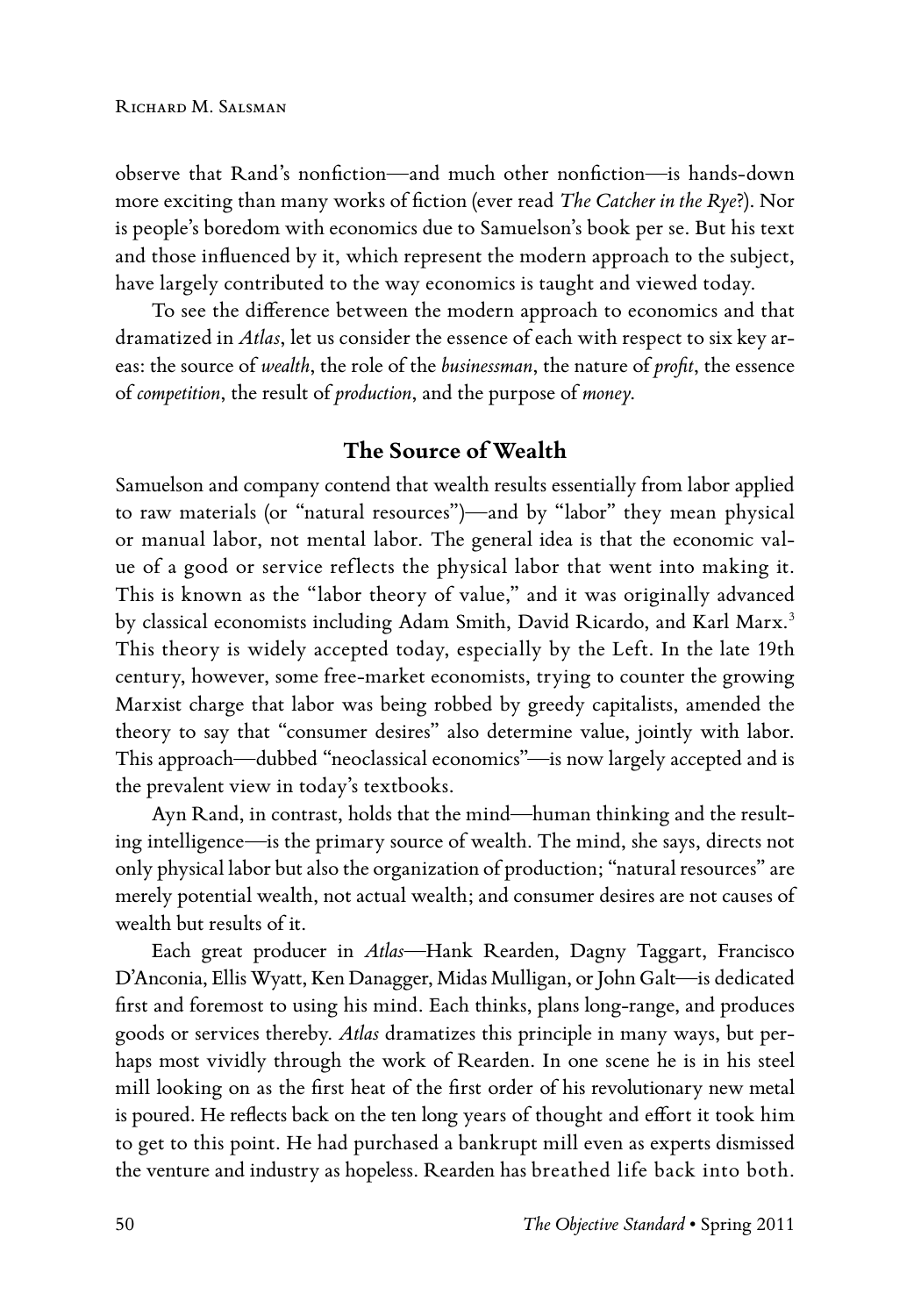observe that Rand's nonfiction—and much other nonfiction—is hands-down more exciting than many works of fiction (ever read *The Catcher in the Rye*?). Nor is people's boredom with economics due to Samuelson's book per se. But his text and those influenced by it, which represent the modern approach to the subject, have largely contributed to the way economics is taught and viewed today.

To see the difference between the modern approach to economics and that dramatized in *Atlas*, let us consider the essence of each with respect to six key areas: the source of *wealth*, the role of the *businessman*, the nature of *profit*, the essence of *competition*, the result of *production*, and the purpose of *money*.

## The Source of Wealth

Samuelson and company contend that wealth results essentially from labor applied to raw materials (or "natural resources")—and by "labor" they mean physical or manual labor, not mental labor. The general idea is that the economic value of a good or service reflects the physical labor that went into making it. This is known as the "labor theory of value," and it was originally advanced by classical economists including Adam Smith, David Ricardo, and Karl Marx.[3] This theory is widely accepted today, especially by the Left. In the late 19th century, however, some free-market economists, trying to counter the growing Marxist charge that labor was being robbed by greedy capitalists, amended the theory to say that "consumer desires" also determine value, jointly with labor. This approach—dubbed "neoclassical economics"—is now largely accepted and is the prevalent view in today's textbooks.

Ayn Rand, in contrast, holds that the mind—human thinking and the resulting intelligence—is the primary source of wealth. The mind, she says, directs not only physical labor but also the organization of production; "natural resources" are merely potential wealth, not actual wealth; and consumer desires are not causes of wealth but results of it.

Each great producer in *Atlas*—Hank Rearden, Dagny Taggart, Francisco D'Anconia, Ellis Wyatt, Ken Danagger, Midas Mulligan, or John Galt—is dedicated first and foremost to using his mind. Each thinks, plans long-range, and produces goods or services thereby. *Atlas* dramatizes this principle in many ways, but perhaps most vividly through the work of Rearden. In one scene he is in his steel mill looking on as the first heat of the first order of his revolutionary new metal is poured. He reflects back on the ten long years of thought and effort it took him to get to this point. He had purchased a bankrupt mill even as experts dismissed the venture and industry as hopeless. Rearden has breathed life back into both.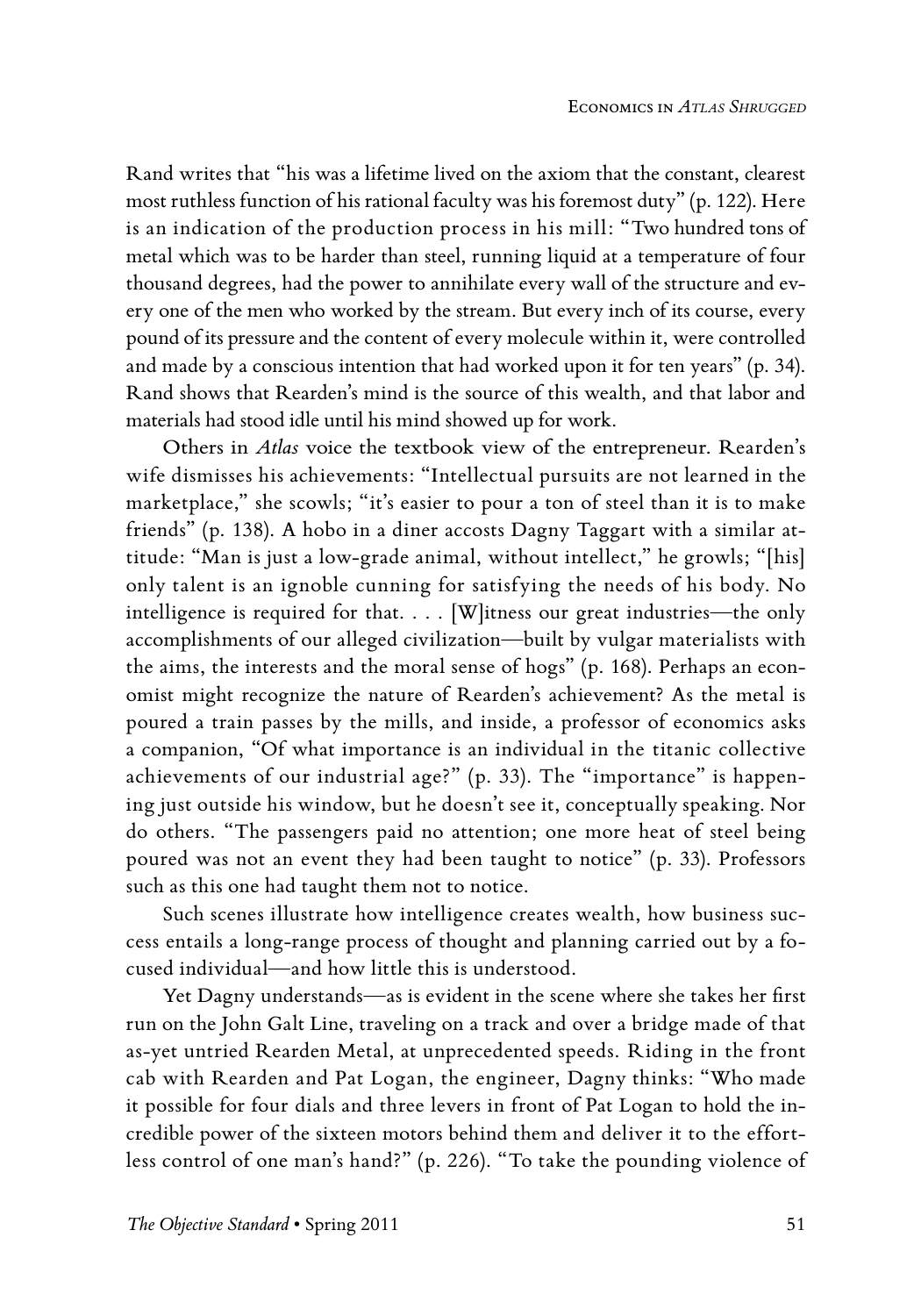Rand writes that "his was a lifetime lived on the axiom that the constant, clearest most ruthless function of his rational faculty was his foremost duty" (p. 122). Here is an indication of the production process in his mill: "Two hundred tons of metal which was to be harder than steel, running liquid at a temperature of four thousand degrees, had the power to annihilate every wall of the structure and every one of the men who worked by the stream. But every inch of its course, every pound of its pressure and the content of every molecule within it, were controlled and made by a conscious intention that had worked upon it for ten years" (p. 34). Rand shows that Rearden's mind is the source of this wealth, and that labor and materials had stood idle until his mind showed up for work.

Others in *Atlas* voice the textbook view of the entrepreneur. Rearden's wife dismisses his achievements: "Intellectual pursuits are not learned in the marketplace," she scowls; "it's easier to pour a ton of steel than it is to make friends" (p. 138). A hobo in a diner accosts Dagny Taggart with a similar attitude: "Man is just a low-grade animal, without intellect," he growls; "[his] only talent is an ignoble cunning for satisfying the needs of his body. No intelligence is required for that. . . . [W]itness our great industries—the only accomplishments of our alleged civilization—built by vulgar materialists with the aims, the interests and the moral sense of hogs" (p. 168). Perhaps an economist might recognize the nature of Rearden's achievement? As the metal is poured a train passes by the mills, and inside, a professor of economics asks a companion, "Of what importance is an individual in the titanic collective achievements of our industrial age?" (p. 33). The "importance" is happening just outside his window, but he doesn't see it, conceptually speaking. Nor do others. "The passengers paid no attention; one more heat of steel being poured was not an event they had been taught to notice" (p. 33). Professors such as this one had taught them not to notice.

Such scenes illustrate how intelligence creates wealth, how business success entails a long-range process of thought and planning carried out by a focused individual—and how little this is understood.

Yet Dagny understands—as is evident in the scene where she takes her first run on the John Galt Line, traveling on a track and over a bridge made of that as-yet untried Rearden Metal, at unprecedented speeds. Riding in the front cab with Rearden and Pat Logan, the engineer, Dagny thinks: "Who made it possible for four dials and three levers in front of Pat Logan to hold the incredible power of the sixteen motors behind them and deliver it to the effortless control of one man's hand?" (p. 226). "To take the pounding violence of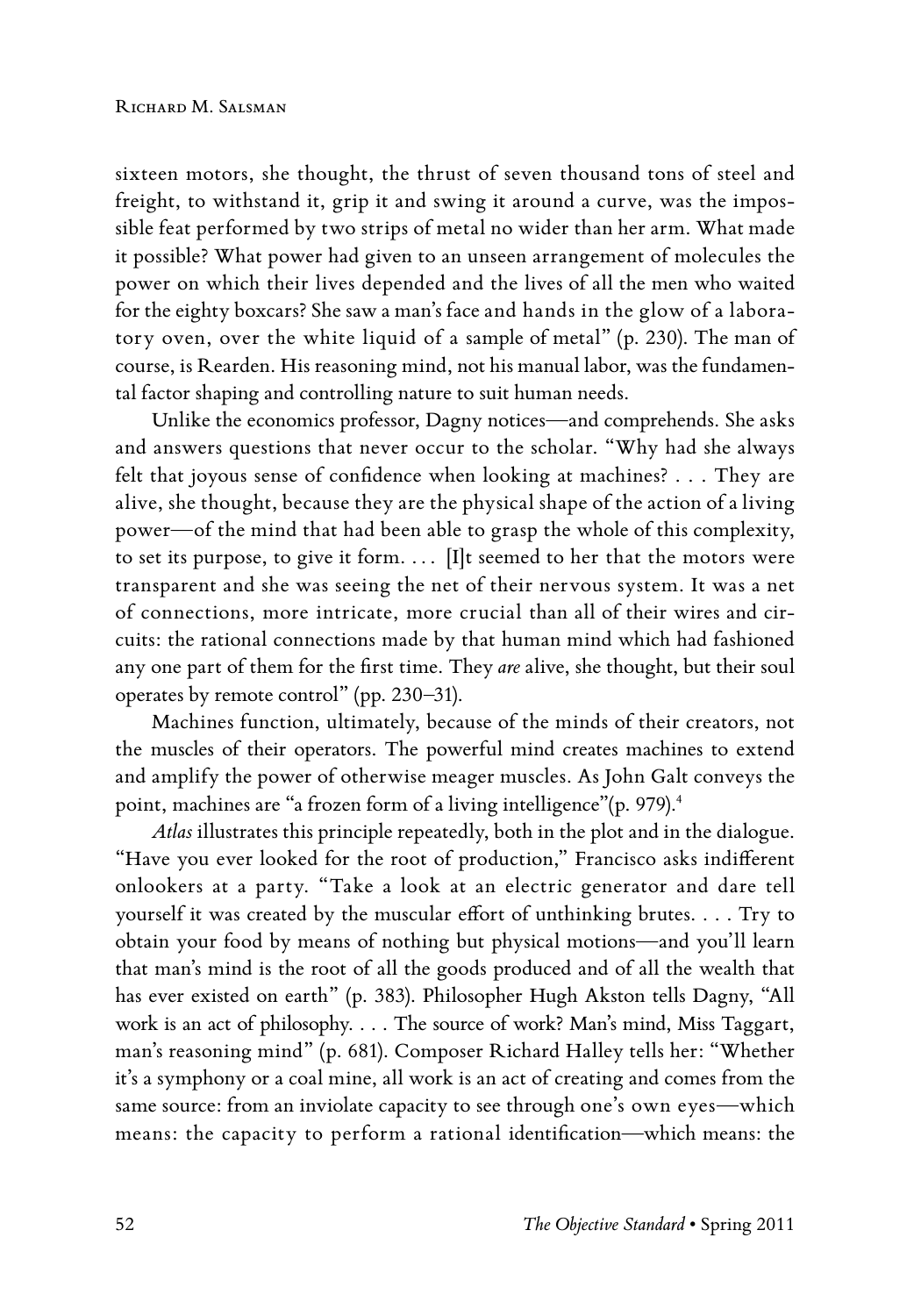sixteen motors, she thought, the thrust of seven thousand tons of steel and freight, to withstand it, grip it and swing it around a curve, was the impossible feat performed by two strips of metal no wider than her arm. What made it possible? What power had given to an unseen arrangement of molecules the power on which their lives depended and the lives of all the men who waited for the eighty boxcars? She saw a man's face and hands in the glow of a laboratory oven, over the white liquid of a sample of metal" (p. 230). The man of course, is Rearden. His reasoning mind, not his manual labor, was the fundamental factor shaping and controlling nature to suit human needs.

Unlike the economics professor, Dagny notices—and comprehends. She asks and answers questions that never occur to the scholar. "Why had she always felt that joyous sense of confidence when looking at machines? . . . They are alive, she thought, because they are the physical shape of the action of a living power—of the mind that had been able to grasp the whole of this complexity, to set its purpose, to give it form. . . . [I]t seemed to her that the motors were transparent and she was seeing the net of their nervous system. It was a net of connections, more intricate, more crucial than all of their wires and circuits: the rational connections made by that human mind which had fashioned any one part of them for the first time. They *are* alive, she thought, but their soul operates by remote control" (pp. 230–31).

Machines function, ultimately, because of the minds of their creators, not the muscles of their operators. The powerful mind creates machines to extend and amplify the power of otherwise meager muscles. As John Galt conveys the point, machines are "a frozen form of a living intelligence"(p. 979).[4]

*Atlas* illustrates this principle repeatedly, both in the plot and in the dialogue. "Have you ever looked for the root of production," Francisco asks indifferent onlookers at a party. "Take a look at an electric generator and dare tell yourself it was created by the muscular effort of unthinking brutes. . . . Try to obtain your food by means of nothing but physical motions—and you'll learn that man's mind is the root of all the goods produced and of all the wealth that has ever existed on earth" (p. 383). Philosopher Hugh Akston tells Dagny, "All work is an act of philosophy. . . . The source of work? Man's mind, Miss Taggart, man's reasoning mind" (p. 681). Composer Richard Halley tells her: "Whether it's a symphony or a coal mine, all work is an act of creating and comes from the same source: from an inviolate capacity to see through one's own eyes—which means: the capacity to perform a rational identification—which means: the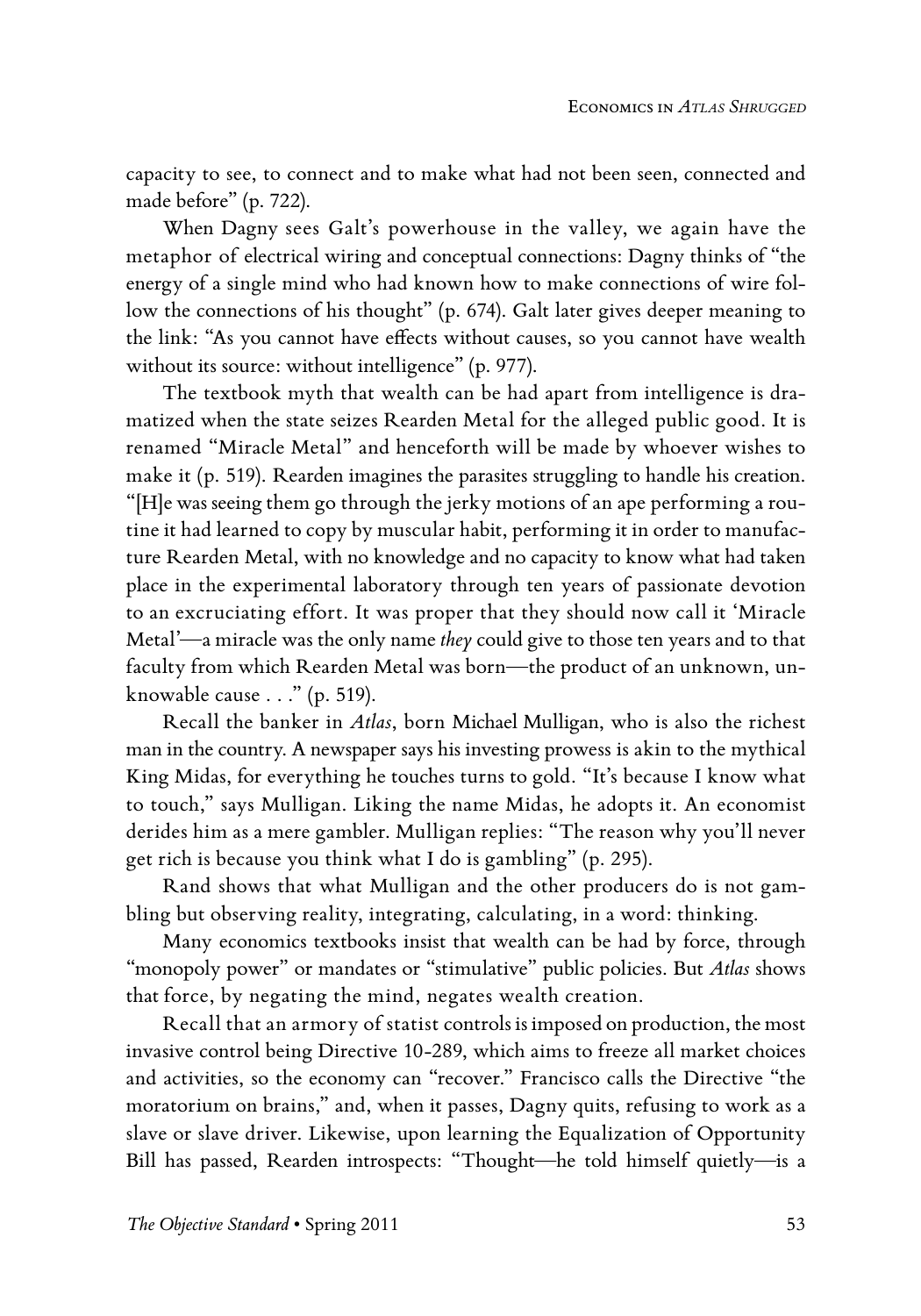capacity to see, to connect and to make what had not been seen, connected and made before" (p. 722).

When Dagny sees Galt's powerhouse in the valley, we again have the metaphor of electrical wiring and conceptual connections: Dagny thinks of "the energy of a single mind who had known how to make connections of wire follow the connections of his thought" (p. 674). Galt later gives deeper meaning to the link: "As you cannot have effects without causes, so you cannot have wealth without its source: without intelligence" (p. 977).

The textbook myth that wealth can be had apart from intelligence is dramatized when the state seizes Rearden Metal for the alleged public good. It is renamed "Miracle Metal" and henceforth will be made by whoever wishes to make it (p. 519). Rearden imagines the parasites struggling to handle his creation. "[H]e was seeing them go through the jerky motions of an ape performing a routine it had learned to copy by muscular habit, performing it in order to manufacture Rearden Metal, with no knowledge and no capacity to know what had taken place in the experimental laboratory through ten years of passionate devotion to an excruciating effort. It was proper that they should now call it 'Miracle Metal'—a miracle was the only name *they* could give to those ten years and to that faculty from which Rearden Metal was born—the product of an unknown, unknowable cause . . ." (p. 519).

Recall the banker in *Atlas*, born Michael Mulligan, who is also the richest man in the country. A newspaper says his investing prowess is akin to the mythical King Midas, for everything he touches turns to gold. "It's because I know what to touch," says Mulligan. Liking the name Midas, he adopts it. An economist derides him as a mere gambler. Mulligan replies: "The reason why you'll never get rich is because you think what I do is gambling" (p. 295).

Rand shows that what Mulligan and the other producers do is not gambling but observing reality, integrating, calculating, in a word: thinking.

Many economics textbooks insist that wealth can be had by force, through "monopoly power" or mandates or "stimulative" public policies. But *Atlas* shows that force, by negating the mind, negates wealth creation.

Recall that an armory of statist controls is imposed on production, the most invasive control being Directive 10-289, which aims to freeze all market choices and activities, so the economy can "recover." Francisco calls the Directive "the moratorium on brains," and, when it passes, Dagny quits, refusing to work as a slave or slave driver. Likewise, upon learning the Equalization of Opportunity Bill has passed, Rearden introspects: "Thought—he told himself quietly—is a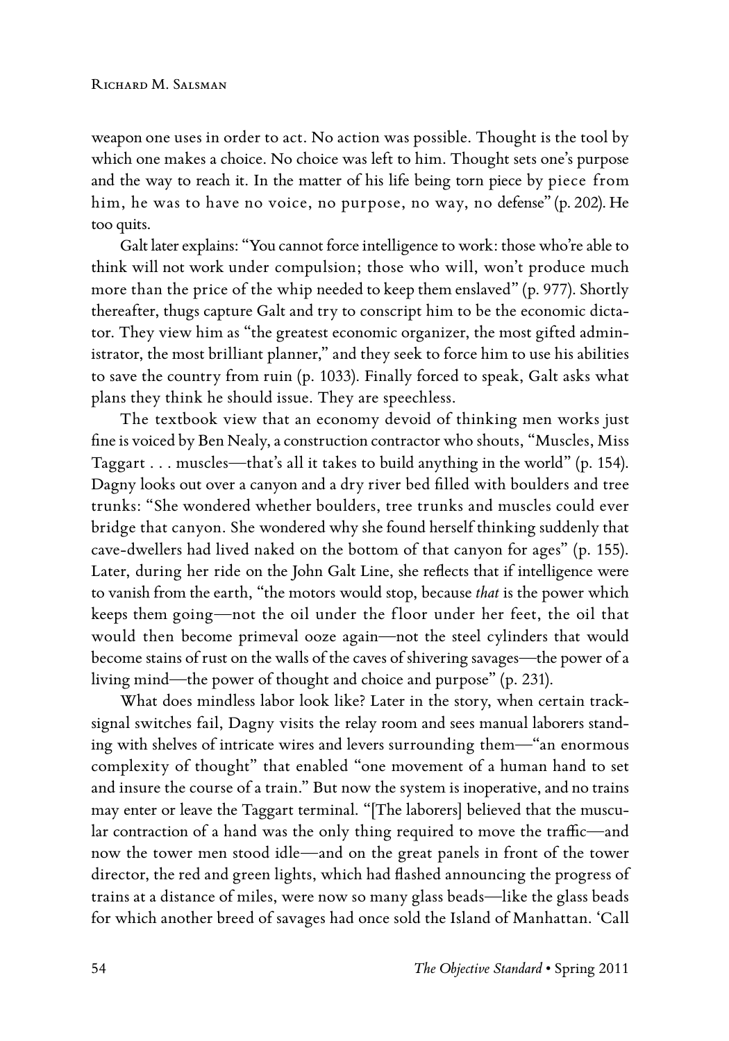weapon one uses in order to act. No action was possible. Thought is the tool by which one makes a choice. No choice was left to him. Thought sets one's purpose and the way to reach it. In the matter of his life being torn piece by piece from him, he was to have no voice, no purpose, no way, no defense" (p. 202). He too quits.

Galt later explains: "You cannot force intelligence to work: those who're able to think will not work under compulsion; those who will, won't produce much more than the price of the whip needed to keep them enslaved" (p. 977). Shortly thereafter, thugs capture Galt and try to conscript him to be the economic dictator. They view him as "the greatest economic organizer, the most gifted administrator, the most brilliant planner," and they seek to force him to use his abilities to save the country from ruin (p. 1033). Finally forced to speak, Galt asks what plans they think he should issue. They are speechless.

The textbook view that an economy devoid of thinking men works just fine is voiced by Ben Nealy, a construction contractor who shouts, "Muscles, Miss Taggart . . . muscles—that's all it takes to build anything in the world" (p. 154). Dagny looks out over a canyon and a dry river bed filled with boulders and tree trunks: "She wondered whether boulders, tree trunks and muscles could ever bridge that canyon. She wondered why she found herself thinking suddenly that cave-dwellers had lived naked on the bottom of that canyon for ages" (p. 155). Later, during her ride on the John Galt Line, she reflects that if intelligence were to vanish from the earth, "the motors would stop, because *that* is the power which keeps them going—not the oil under the floor under her feet, the oil that would then become primeval ooze again—not the steel cylinders that would become stains of rust on the walls of the caves of shivering savages—the power of a living mind—the power of thought and choice and purpose" (p. 231).

What does mindless labor look like? Later in the story, when certain track-signal switches fail, Dagny visits the relay room and sees manual laborers standing with shelves of intricate wires and levers surrounding them—"an enormous complexity of thought" that enabled "one movement of a human hand to set and insure the course of a train." But now the system is inoperative, and no trains may enter or leave the Taggart terminal. "[The laborers] believed that the muscular contraction of a hand was the only thing required to move the traffic—and now the tower men stood idle—and on the great panels in front of the tower director, the red and green lights, which had flashed announcing the progress of trains at a distance of miles, were now so many glass beads—like the glass beads for which another breed of savages had once sold the Island of Manhattan. 'Call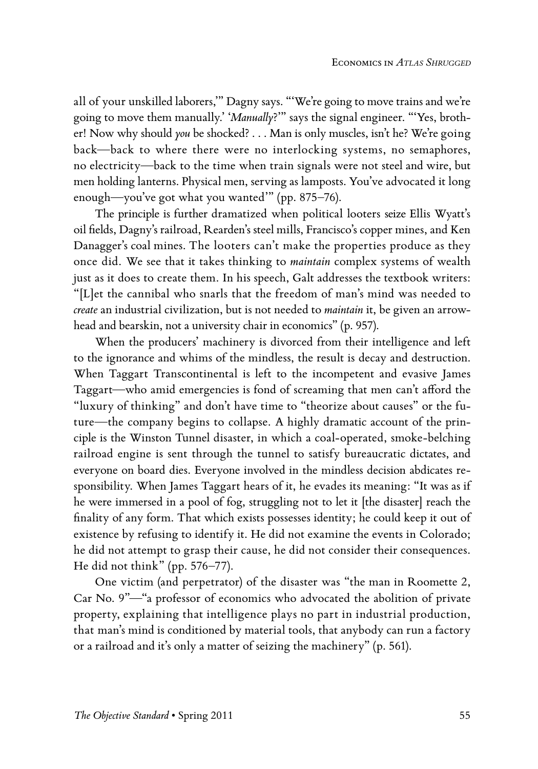all of your unskilled laborers,'" Dagny says. "'We're going to move trains and we're going to move them manually.' '*Manually*?'" says the signal engineer. "'Yes, brother! Now why should *you* be shocked? . . . Man is only muscles, isn't he? We're going back—back to where there were no interlocking systems, no semaphores, no electricity—back to the time when train signals were not steel and wire, but men holding lanterns. Physical men, serving as lampposts. You've advocated it long enough—you've got what you wanted'" (pp. 875–76).

The principle is further dramatized when political looters seize Ellis Wyatt's oil fields, Dagny's railroad, Rearden's steel mills, Francisco's copper mines, and Ken Danagger's coal mines. The looters can't make the properties produce as they once did. We see that it takes thinking to *maintain* complex systems of wealth just as it does to create them. In his speech, Galt addresses the textbook writers: "[L]et the cannibal who snarls that the freedom of man's mind was needed to *create* an industrial civilization, but is not needed to *maintain* it, be given an arrowhead and bearskin, not a university chair in economics" (p. 957).

When the producers' machinery is divorced from their intelligence and left to the ignorance and whims of the mindless, the result is decay and destruction. When Taggart Transcontinental is left to the incompetent and evasive James Taggart—who amid emergencies is fond of screaming that men can't afford the "luxury of thinking" and don't have time to "theorize about causes" or the future—the company begins to collapse. A highly dramatic account of the principle is the Winston Tunnel disaster, in which a coal-operated, smoke-belching railroad engine is sent through the tunnel to satisfy bureaucratic dictates, and everyone on board dies. Everyone involved in the mindless decision abdicates responsibility. When James Taggart hears of it, he evades its meaning: "It was as if he were immersed in a pool of fog, struggling not to let it [the disaster] reach the finality of any form. That which exists possesses identity; he could keep it out of existence by refusing to identify it. He did not examine the events in Colorado; he did not attempt to grasp their cause, he did not consider their consequences. He did not think" (pp. 576–77).

One victim (and perpetrator) of the disaster was "the man in Roomette 2, Car No. 9"—"a professor of economics who advocated the abolition of private property, explaining that intelligence plays no part in industrial production, that man's mind is conditioned by material tools, that anybody can run a factory or a railroad and it's only a matter of seizing the machinery" (p. 561).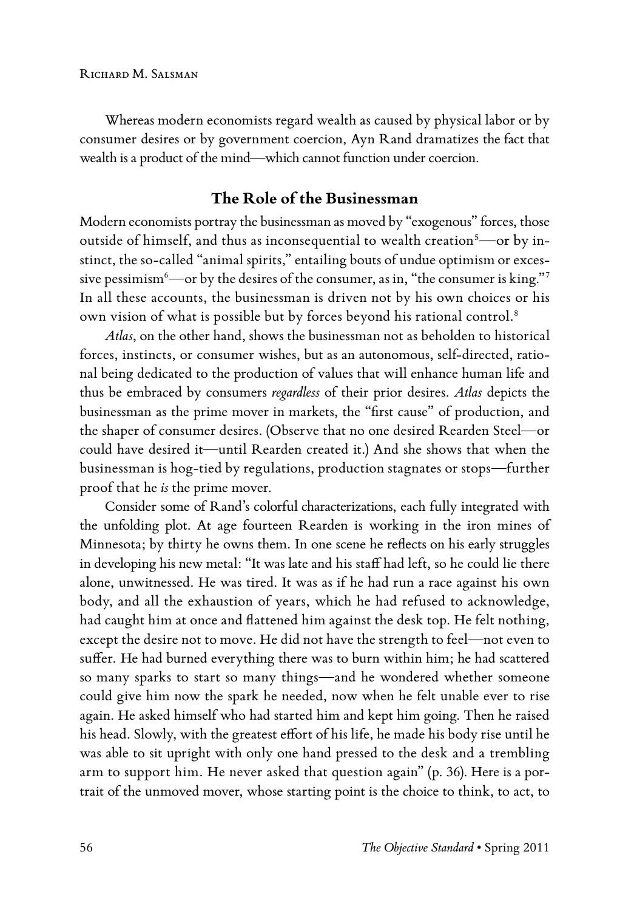Whereas modern economists regard wealth as caused by physical labor or by consumer desires or by government coercion, Ayn Rand dramatizes the fact that wealth is a product of the mind—which cannot function under coercion.

## The Role of the Businessman

Modern economists portray the businessman as moved by "exogenous" forces, those outside of himself, and thus as inconsequential to wealth creation[5]—or by instinct, the so-called "animal spirits," entailing bouts of undue optimism or excessive pessimism[6]—or by the desires of the consumer, as in, "the consumer is king."[7] In all these accounts, the businessman is driven not by his own choices or his own vision of what is possible but by forces beyond his rational control.[8]

*Atlas*, on the other hand, shows the businessman not as beholden to historical forces, instincts, or consumer wishes, but as an autonomous, self-directed, rational being dedicated to the production of values that will enhance human life and thus be embraced by consumers *regardless* of their prior desires. *Atlas* depicts the businessman as the prime mover in markets, the "first cause" of production, and the shaper of consumer desires. (Observe that no one desired Rearden Steel—or could have desired it—until Rearden created it.) And she shows that when the businessman is hog-tied by regulations, production stagnates or stops—further proof that he *is* the prime mover.

Consider some of Rand's colorful characterizations, each fully integrated with the unfolding plot. At age fourteen Rearden is working in the iron mines of Minnesota; by thirty he owns them. In one scene he reflects on his early struggles in developing his new metal: "It was late and his staff had left, so he could lie there alone, unwitnessed. He was tired. It was as if he had run a race against his own body, and all the exhaustion of years, which he had refused to acknowledge, had caught him at once and flattened him against the desk top. He felt nothing, except the desire not to move. He did not have the strength to feel—not even to suffer. He had burned everything there was to burn within him; he had scattered so many sparks to start so many things—and he wondered whether someone could give him now the spark he needed, now when he felt unable ever to rise again. He asked himself who had started him and kept him going. Then he raised his head. Slowly, with the greatest effort of his life, he made his body rise until he was able to sit upright with only one hand pressed to the desk and a trembling arm to support him. He never asked that question again" (p. 36). Here is a portrait of the unmoved mover, whose starting point is the choice to think, to act, to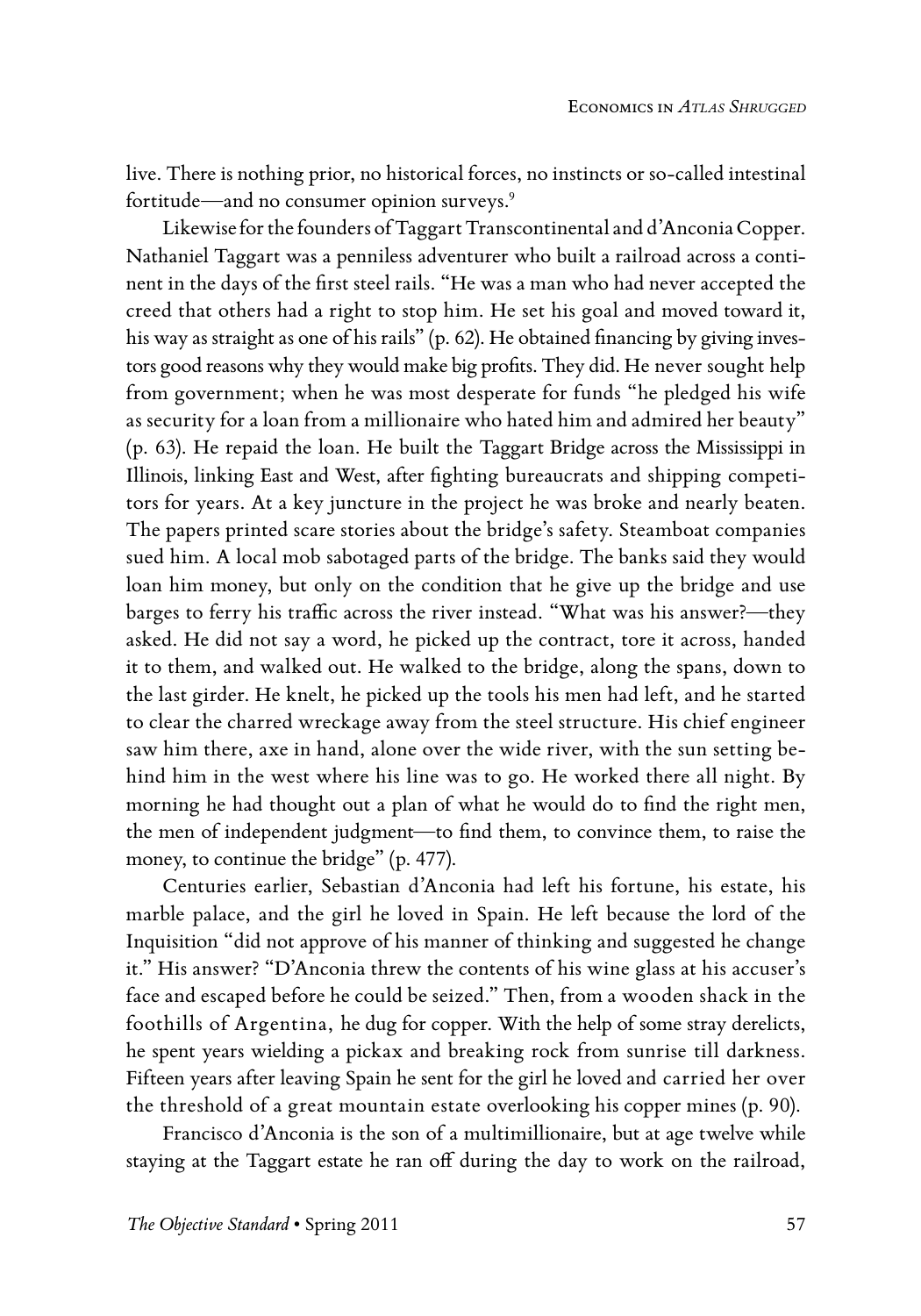live. There is nothing prior, no historical forces, no instincts or so-called intestinal fortitude—and no consumer opinion surveys.[9]

Likewise for the founders of Taggart Transcontinental and d'Anconia Copper. Nathaniel Taggart was a penniless adventurer who built a railroad across a continent in the days of the first steel rails. "He was a man who had never accepted the creed that others had a right to stop him. He set his goal and moved toward it, his way as straight as one of his rails" (p. 62). He obtained financing by giving investors good reasons why they would make big profits. They did. He never sought help from government; when he was most desperate for funds "he pledged his wife as security for a loan from a millionaire who hated him and admired her beauty" (p. 63). He repaid the loan. He built the Taggart Bridge across the Mississippi in Illinois, linking East and West, after fighting bureaucrats and shipping competitors for years. At a key juncture in the project he was broke and nearly beaten. The papers printed scare stories about the bridge's safety. Steamboat companies sued him. A local mob sabotaged parts of the bridge. The banks said they would loan him money, but only on the condition that he give up the bridge and use barges to ferry his traffic across the river instead. "What was his answer?—they asked. He did not say a word, he picked up the contract, tore it across, handed it to them, and walked out. He walked to the bridge, along the spans, down to the last girder. He knelt, he picked up the tools his men had left, and he started to clear the charred wreckage away from the steel structure. His chief engineer saw him there, axe in hand, alone over the wide river, with the sun setting behind him in the west where his line was to go. He worked there all night. By morning he had thought out a plan of what he would do to find the right men, the men of independent judgment—to find them, to convince them, to raise the money, to continue the bridge" (p. 477).

Centuries earlier, Sebastian d'Anconia had left his fortune, his estate, his marble palace, and the girl he loved in Spain. He left because the lord of the Inquisition "did not approve of his manner of thinking and suggested he change it." His answer? "D'Anconia threw the contents of his wine glass at his accuser's face and escaped before he could be seized." Then, from a wooden shack in the foothills of Argentina, he dug for copper. With the help of some stray derelicts, he spent years wielding a pickax and breaking rock from sunrise till darkness. Fifteen years after leaving Spain he sent for the girl he loved and carried her over the threshold of a great mountain estate overlooking his copper mines (p. 90).

Francisco d'Anconia is the son of a multimillionaire, but at age twelve while staying at the Taggart estate he ran off during the day to work on the railroad,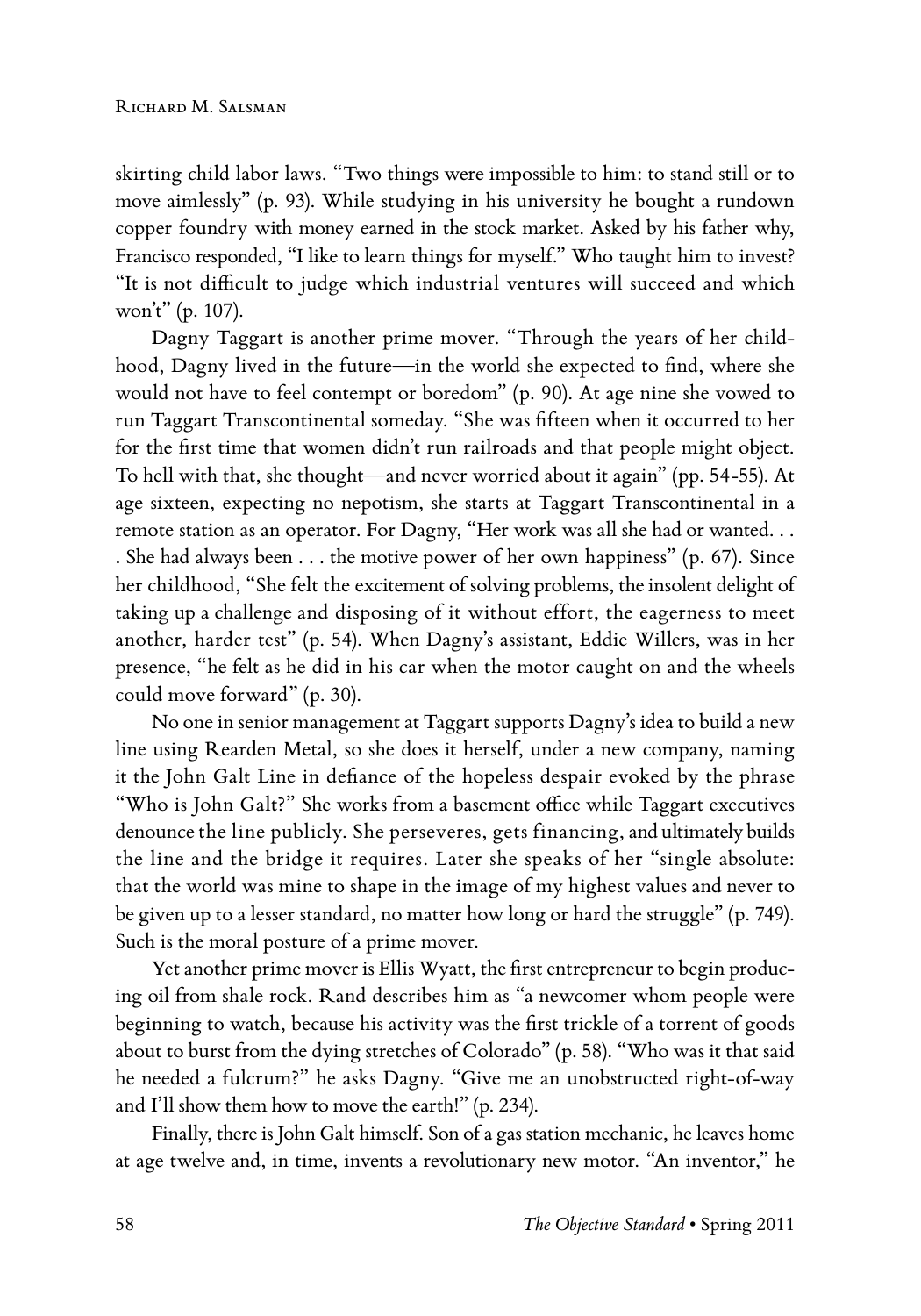skirting child labor laws. "Two things were impossible to him: to stand still or to move aimlessly" (p. 93). While studying in his university he bought a rundown copper foundry with money earned in the stock market. Asked by his father why, Francisco responded, "I like to learn things for myself." Who taught him to invest? "It is not difficult to judge which industrial ventures will succeed and which won't" (p. 107).

Dagny Taggart is another prime mover. "Through the years of her childhood, Dagny lived in the future—in the world she expected to find, where she would not have to feel contempt or boredom" (p. 90). At age nine she vowed to run Taggart Transcontinental someday. "She was fifteen when it occurred to her for the first time that women didn't run railroads and that people might object. To hell with that, she thought—and never worried about it again" (pp. 54-55). At age sixteen, expecting no nepotism, she starts at Taggart Transcontinental in a remote station as an operator. For Dagny, "Her work was all she had or wanted. . . . She had always been . . . the motive power of her own happiness" (p. 67). Since her childhood, "She felt the excitement of solving problems, the insolent delight of taking up a challenge and disposing of it without effort, the eagerness to meet another, harder test" (p. 54). When Dagny's assistant, Eddie Willers, was in her presence, "he felt as he did in his car when the motor caught on and the wheels could move forward" (p. 30).

No one in senior management at Taggart supports Dagny's idea to build a new line using Rearden Metal, so she does it herself, under a new company, naming it the John Galt Line in defiance of the hopeless despair evoked by the phrase "Who is John Galt?" She works from a basement office while Taggart executives denounce the line publicly. She perseveres, gets financing, and ultimately builds the line and the bridge it requires. Later she speaks of her "single absolute: that the world was mine to shape in the image of my highest values and never to be given up to a lesser standard, no matter how long or hard the struggle" (p. 749). Such is the moral posture of a prime mover.

Yet another prime mover is Ellis Wyatt, the first entrepreneur to begin producing oil from shale rock. Rand describes him as "a newcomer whom people were beginning to watch, because his activity was the first trickle of a torrent of goods about to burst from the dying stretches of Colorado" (p. 58). "Who was it that said he needed a fulcrum?" he asks Dagny. "Give me an unobstructed right-of-way and I'll show them how to move the earth!" (p. 234).

Finally, there is John Galt himself. Son of a gas station mechanic, he leaves home at age twelve and, in time, invents a revolutionary new motor. "An inventor," he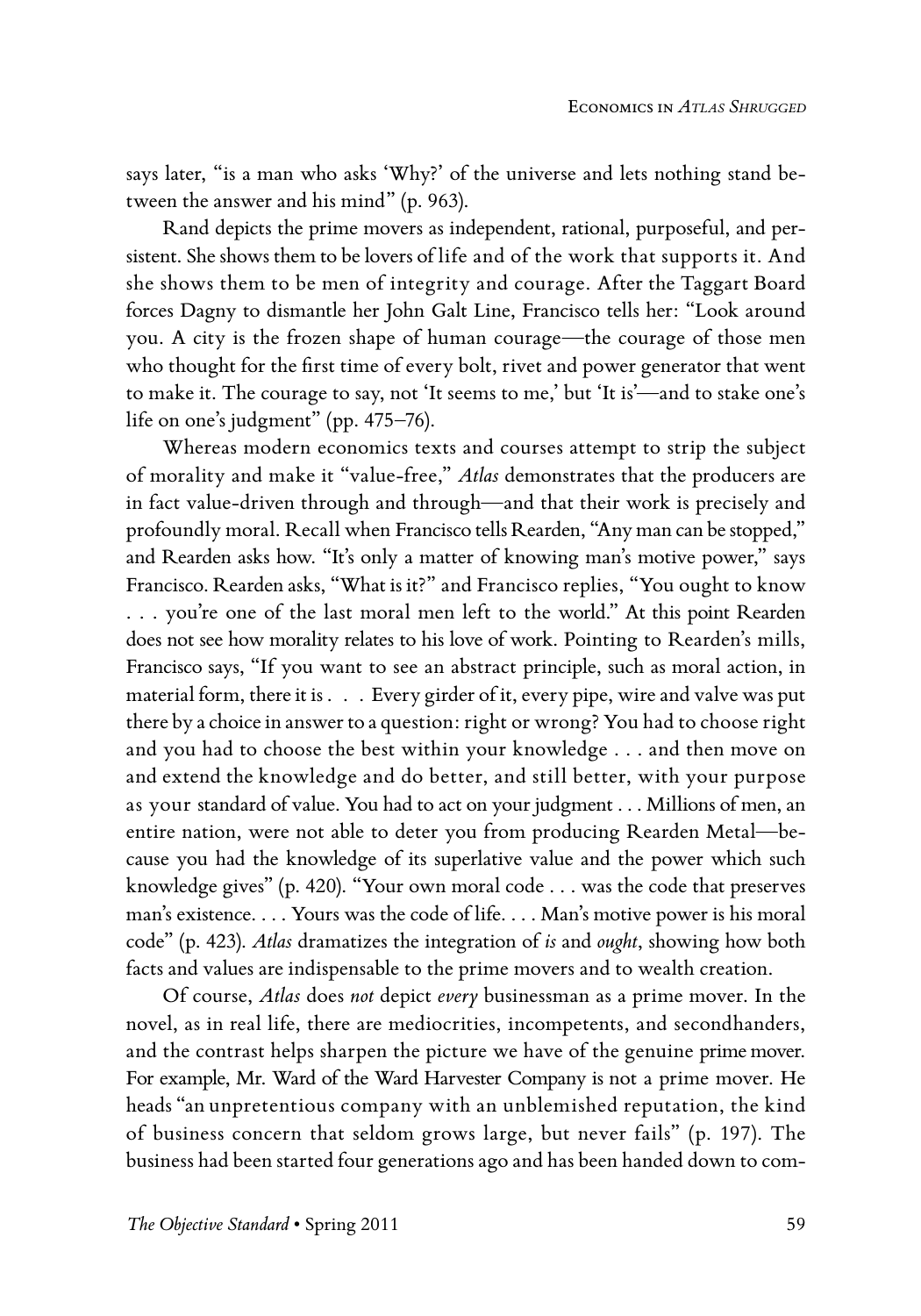says later, "is a man who asks 'Why?' of the universe and lets nothing stand between the answer and his mind" (p. 963).

Rand depicts the prime movers as independent, rational, purposeful, and persistent. She shows them to be lovers of life and of the work that supports it. And she shows them to be men of integrity and courage. After the Taggart Board forces Dagny to dismantle her John Galt Line, Francisco tells her: "Look around you. A city is the frozen shape of human courage—the courage of those men who thought for the first time of every bolt, rivet and power generator that went to make it. The courage to say, not 'It seems to me,' but 'It is'—and to stake one's life on one's judgment" (pp. 475–76).

Whereas modern economics texts and courses attempt to strip the subject of morality and make it "value-free," *Atlas* demonstrates that the producers are in fact value-driven through and through—and that their work is precisely and profoundly moral. Recall when Francisco tells Rearden, "Any man can be stopped," and Rearden asks how. "It's only a matter of knowing man's motive power," says Francisco. Rearden asks, "What is it?" and Francisco replies, "You ought to know . . . you're one of the last moral men left to the world." At this point Rearden does not see how morality relates to his love of work. Pointing to Rearden's mills, Francisco says, "If you want to see an abstract principle, such as moral action, in material form, there it is . . . Every girder of it, every pipe, wire and valve was put there by a choice in answer to a question: right or wrong? You had to choose right and you had to choose the best within your knowledge . . . and then move on and extend the knowledge and do better, and still better, with your purpose as your standard of value. You had to act on your judgment . . . Millions of men, an entire nation, were not able to deter you from producing Rearden Metal—because you had the knowledge of its superlative value and the power which such knowledge gives" (p. 420). "Your own moral code . . . was the code that preserves man's existence. . . . Yours was the code of life. . . . Man's motive power is his moral code" (p. 423). *Atlas* dramatizes the integration of *is* and *ought*, showing how both facts and values are indispensable to the prime movers and to wealth creation.

Of course, *Atlas* does *not* depict *every* businessman as a prime mover. In the novel, as in real life, there are mediocrities, incompetents, and secondhanders, and the contrast helps sharpen the picture we have of the genuine prime mover. For example, Mr. Ward of the Ward Harvester Company is not a prime mover. He heads "an unpretentious company with an unblemished reputation, the kind of business concern that seldom grows large, but never fails" (p. 197). The business had been started four generations ago and has been handed down to com-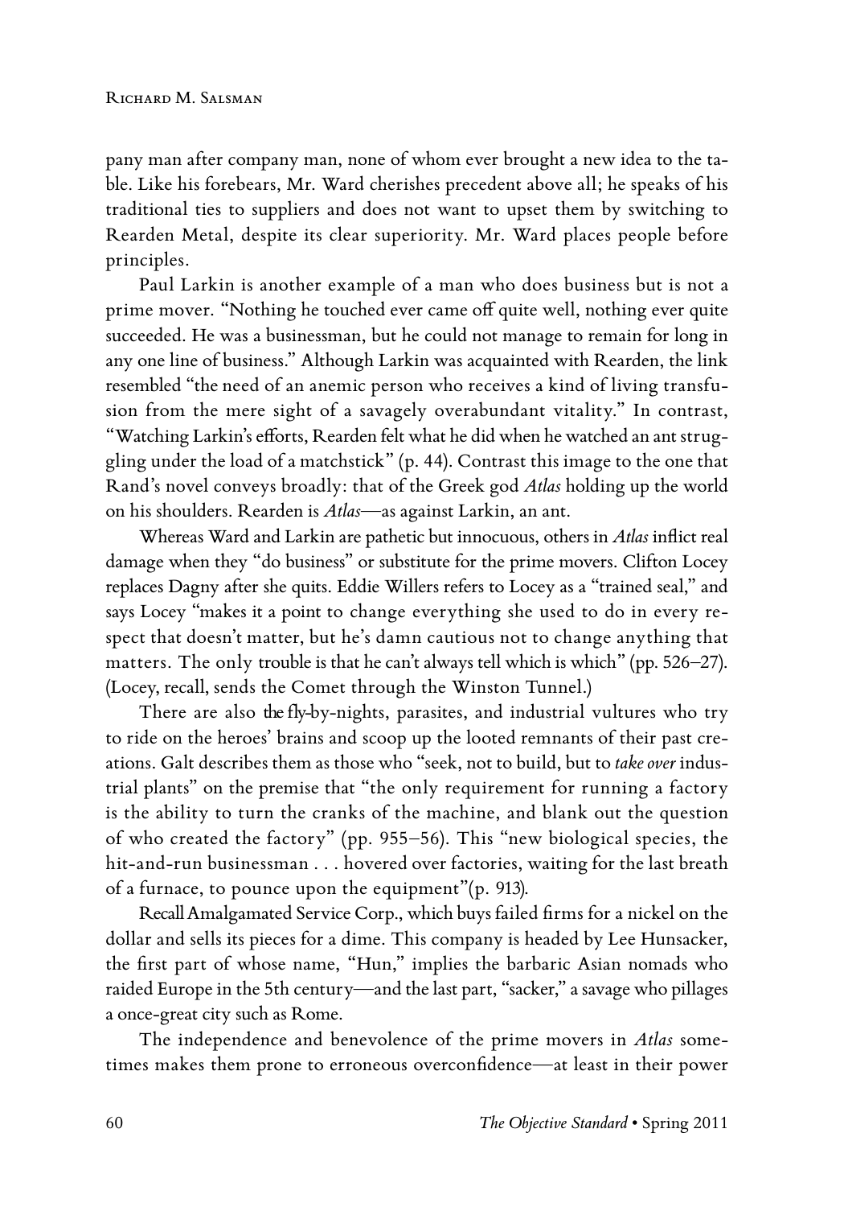pany man after company man, none of whom ever brought a new idea to the table. Like his forebears, Mr. Ward cherishes precedent above all; he speaks of his traditional ties to suppliers and does not want to upset them by switching to Rearden Metal, despite its clear superiority. Mr. Ward places people before principles.

Paul Larkin is another example of a man who does business but is not a prime mover. "Nothing he touched ever came off quite well, nothing ever quite succeeded. He was a businessman, but he could not manage to remain for long in any one line of business." Although Larkin was acquainted with Rearden, the link resembled "the need of an anemic person who receives a kind of living transfusion from the mere sight of a savagely overabundant vitality." In contrast, "Watching Larkin's efforts, Rearden felt what he did when he watched an ant struggling under the load of a matchstick" (p. 44). Contrast this image to the one that Rand's novel conveys broadly: that of the Greek god *Atlas* holding up the world on his shoulders. Rearden is *Atlas*—as against Larkin, an ant.

Whereas Ward and Larkin are pathetic but innocuous, others in *Atlas* inflict real damage when they "do business" or substitute for the prime movers. Clifton Locey replaces Dagny after she quits. Eddie Willers refers to Locey as a "trained seal," and says Locey "makes it a point to change everything she used to do in every respect that doesn't matter, but he's damn cautious not to change anything that matters. The only trouble is that he can't always tell which is which" (pp. 526–27). (Locey, recall, sends the Comet through the Winston Tunnel.)

There are also the fly-by-nights, parasites, and industrial vultures who try to ride on the heroes' brains and scoop up the looted remnants of their past creations. Galt describes them as those who "seek, not to build, but to *take over* industrial plants" on the premise that "the only requirement for running a factory is the ability to turn the cranks of the machine, and blank out the question of who created the factory" (pp. 955–56). This "new biological species, the hit-and-run businessman . . . hovered over factories, waiting for the last breath of a furnace, to pounce upon the equipment"(p. 913).

Recall Amalgamated Service Corp., which buys failed firms for a nickel on the dollar and sells its pieces for a dime. This company is headed by Lee Hunsacker, the first part of whose name, "Hun," implies the barbaric Asian nomads who raided Europe in the 5th century—and the last part, "sacker," a savage who pillages a once-great city such as Rome.

The independence and benevolence of the prime movers in *Atlas* sometimes makes them prone to erroneous overconfidence—at least in their power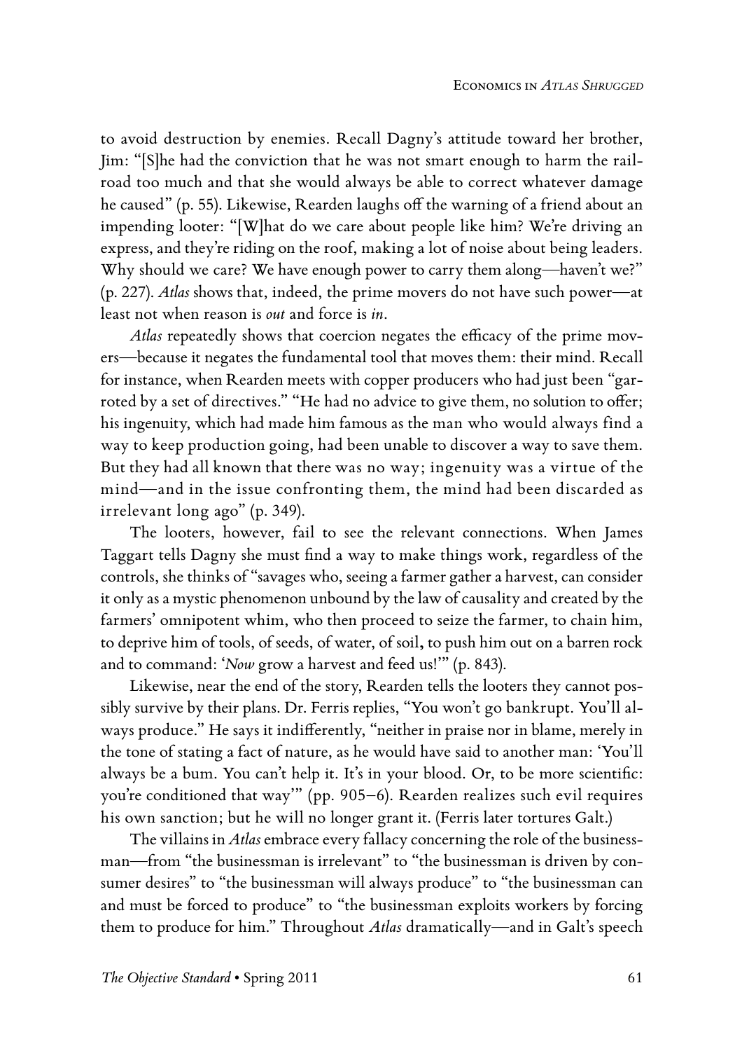to avoid destruction by enemies. Recall Dagny's attitude toward her brother, Jim: "[S]he had the conviction that he was not smart enough to harm the railroad too much and that she would always be able to correct whatever damage he caused" (p. 55). Likewise, Rearden laughs off the warning of a friend about an impending looter: "[W]hat do we care about people like him? We're driving an express, and they're riding on the roof, making a lot of noise about being leaders. Why should we care? We have enough power to carry them along—haven't we?" (p. 227). *Atlas* shows that, indeed, the prime movers do not have such power—at least not when reason is *out* and force is *in*.

*Atlas* repeatedly shows that coercion negates the efficacy of the prime movers—because it negates the fundamental tool that moves them: their mind. Recall for instance, when Rearden meets with copper producers who had just been "garroted by a set of directives." "He had no advice to give them, no solution to offer; his ingenuity, which had made him famous as the man who would always find a way to keep production going, had been unable to discover a way to save them. But they had all known that there was no way; ingenuity was a virtue of the mind—and in the issue confronting them, the mind had been discarded as irrelevant long ago" (p. 349).

The looters, however, fail to see the relevant connections. When James Taggart tells Dagny she must find a way to make things work, regardless of the controls, she thinks of "savages who, seeing a farmer gather a harvest, can consider it only as a mystic phenomenon unbound by the law of causality and created by the farmers' omnipotent whim, who then proceed to seize the farmer, to chain him, to deprive him of tools, of seeds, of water, of soil, to push him out on a barren rock and to command: '*Now* grow a harvest and feed us!'" (p. 843).

Likewise, near the end of the story, Rearden tells the looters they cannot possibly survive by their plans. Dr. Ferris replies, "You won't go bankrupt. You'll always produce." He says it indifferently, "neither in praise nor in blame, merely in the tone of stating a fact of nature, as he would have said to another man: 'You'll always be a bum. You can't help it. It's in your blood. Or, to be more scientific: you're conditioned that way'" (pp. 905–6). Rearden realizes such evil requires his own sanction; but he will no longer grant it. (Ferris later tortures Galt.)

The villains in *Atlas* embrace every fallacy concerning the role of the businessman—from "the businessman is irrelevant" to "the businessman is driven by consumer desires" to "the businessman will always produce" to "the businessman can and must be forced to produce" to "the businessman exploits workers by forcing them to produce for him." Throughout *Atlas* dramatically—and in Galt's speech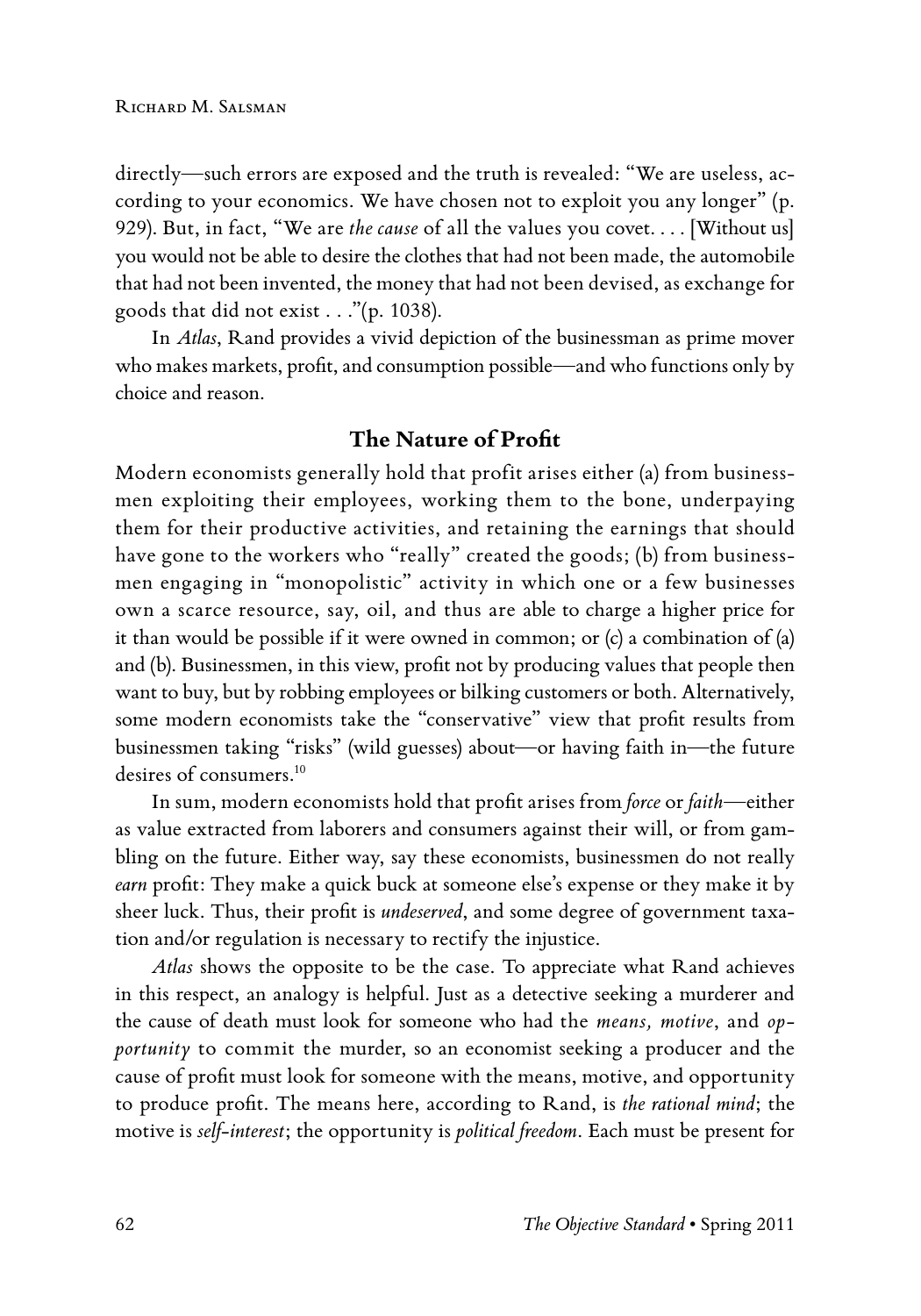directly—such errors are exposed and the truth is revealed: "We are useless, according to your economics. We have chosen not to exploit you any longer" (p. 929). But, in fact, "We are *the cause* of all the values you covet. . . . [Without us] you would not be able to desire the clothes that had not been made, the automobile that had not been invented, the money that had not been devised, as exchange for goods that did not exist . . ."(p. 1038).

In *Atlas*, Rand provides a vivid depiction of the businessman as prime mover who makes markets, profit, and consumption possible—and who functions only by choice and reason.

## The Nature of Profit

Modern economists generally hold that profit arises either (a) from businessmen exploiting their employees, working them to the bone, underpaying them for their productive activities, and retaining the earnings that should have gone to the workers who "really" created the goods; (b) from businessmen engaging in "monopolistic" activity in which one or a few businesses own a scarce resource, say, oil, and thus are able to charge a higher price for it than would be possible if it were owned in common; or (c) a combination of (a) and (b). Businessmen, in this view, profit not by producing values that people then want to buy, but by robbing employees or bilking customers or both. Alternatively, some modern economists take the "conservative" view that profit results from businessmen taking "risks" (wild guesses) about—or having faith in—the future desires of consumers.[10]

In sum, modern economists hold that profit arises from *force* or *faith*—either as value extracted from laborers and consumers against their will, or from gambling on the future. Either way, say these economists, businessmen do not really *earn* profit: They make a quick buck at someone else's expense or they make it by sheer luck. Thus, their profit is *undeserved*, and some degree of government taxation and/or regulation is necessary to rectify the injustice.

*Atlas* shows the opposite to be the case. To appreciate what Rand achieves in this respect, an analogy is helpful. Just as a detective seeking a murderer and the cause of death must look for someone who had the *means, motive*, and *opportunity* to commit the murder, so an economist seeking a producer and the cause of profit must look for someone with the means, motive, and opportunity to produce profit. The means here, according to Rand, is *the rational mind*; the motive is *self-interest*; the opportunity is *political freedom*. Each must be present for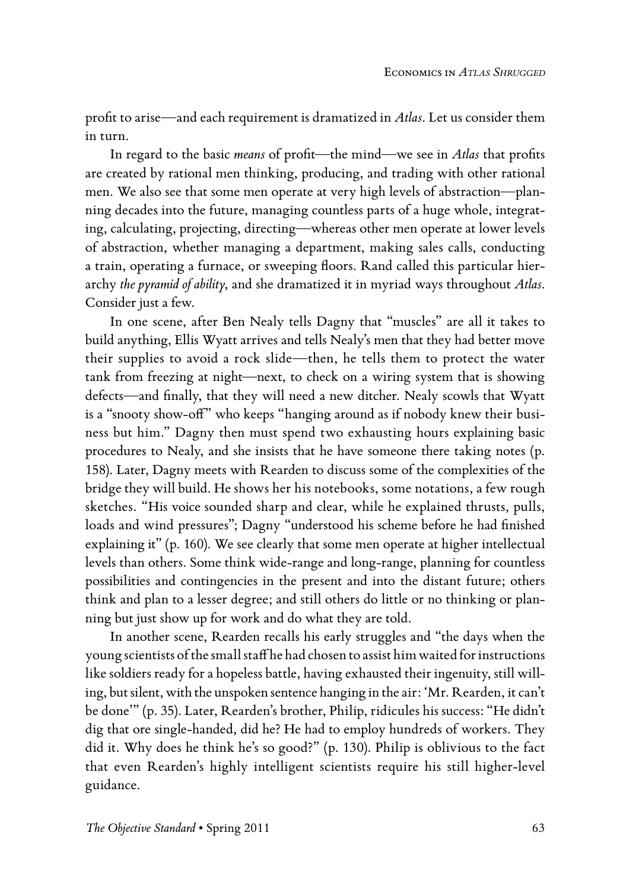profit to arise—and each requirement is dramatized in *Atlas*. Let us consider them in turn.

In regard to the basic *means* of profit—the mind—we see in *Atlas* that profits are created by rational men thinking, producing, and trading with other rational men. We also see that some men operate at very high levels of abstraction—planning decades into the future, managing countless parts of a huge whole, integrating, calculating, projecting, directing—whereas other men operate at lower levels of abstraction, whether managing a department, making sales calls, conducting a train, operating a furnace, or sweeping floors. Rand called this particular hierarchy *the pyramid of ability*, and she dramatized it in myriad ways throughout *Atlas*. Consider just a few.

In one scene, after Ben Nealy tells Dagny that "muscles" are all it takes to build anything, Ellis Wyatt arrives and tells Nealy's men that they had better move their supplies to avoid a rock slide—then, he tells them to protect the water tank from freezing at night—next, to check on a wiring system that is showing defects—and finally, that they will need a new ditcher. Nealy scowls that Wyatt is a "snooty show-off" who keeps "hanging around as if nobody knew their business but him." Dagny then must spend two exhausting hours explaining basic procedures to Nealy, and she insists that he have someone there taking notes (p. 158). Later, Dagny meets with Rearden to discuss some of the complexities of the bridge they will build. He shows her his notebooks, some notations, a few rough sketches. "His voice sounded sharp and clear, while he explained thrusts, pulls, loads and wind pressures"; Dagny "understood his scheme before he had finished explaining it" (p. 160). We see clearly that some men operate at higher intellectual levels than others. Some think wide-range and long-range, planning for countless possibilities and contingencies in the present and into the distant future; others think and plan to a lesser degree; and still others do little or no thinking or planning but just show up for work and do what they are told.

In another scene, Rearden recalls his early struggles and "the days when the young scientists of the small staff he had chosen to assist him waited for instructions like soldiers ready for a hopeless battle, having exhausted their ingenuity, still willing, but silent, with the unspoken sentence hanging in the air: 'Mr. Rearden, it can't be done'" (p. 35). Later, Rearden's brother, Philip, ridicules his success: "He didn't dig that ore single-handed, did he? He had to employ hundreds of workers. They did it. Why does he think he's so good?" (p. 130). Philip is oblivious to the fact that even Rearden's highly intelligent scientists require his still higher-level guidance.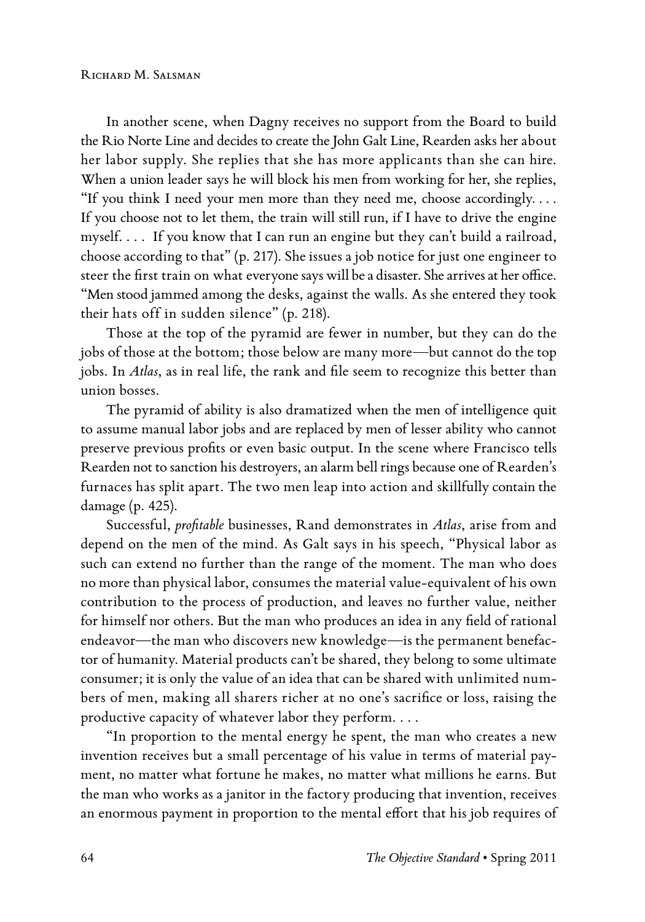In another scene, when Dagny receives no support from the Board to build the Rio Norte Line and decides to create the John Galt Line, Rearden asks her about her labor supply. She replies that she has more applicants than she can hire. When a union leader says he will block his men from working for her, she replies, "If you think I need your men more than they need me, choose accordingly. . . . If you choose not to let them, the train will still run, if I have to drive the engine myself. . . . If you know that I can run an engine but they can't build a railroad, choose according to that" (p. 217). She issues a job notice for just one engineer to steer the first train on what everyone says will be a disaster. She arrives at her office. "Men stood jammed among the desks, against the walls. As she entered they took their hats off in sudden silence" (p. 218).

Those at the top of the pyramid are fewer in number, but they can do the jobs of those at the bottom; those below are many more—but cannot do the top jobs. In *Atlas*, as in real life, the rank and file seem to recognize this better than union bosses.

The pyramid of ability is also dramatized when the men of intelligence quit to assume manual labor jobs and are replaced by men of lesser ability who cannot preserve previous profits or even basic output. In the scene where Francisco tells Rearden not to sanction his destroyers, an alarm bell rings because one of Rearden's furnaces has split apart. The two men leap into action and skillfully contain the damage (p. 425).

Successful, *profitable* businesses, Rand demonstrates in *Atlas*, arise from and depend on the men of the mind. As Galt says in his speech, "Physical labor as such can extend no further than the range of the moment. The man who does no more than physical labor, consumes the material value-equivalent of his own contribution to the process of production, and leaves no further value, neither for himself nor others. But the man who produces an idea in any field of rational endeavor—the man who discovers new knowledge—is the permanent benefactor of humanity. Material products can't be shared, they belong to some ultimate consumer; it is only the value of an idea that can be shared with unlimited numbers of men, making all sharers richer at no one's sacrifice or loss, raising the productive capacity of whatever labor they perform. . . .

"In proportion to the mental energy he spent, the man who creates a new invention receives but a small percentage of his value in terms of material payment, no matter what fortune he makes, no matter what millions he earns. But the man who works as a janitor in the factory producing that invention, receives an enormous payment in proportion to the mental effort that his job requires of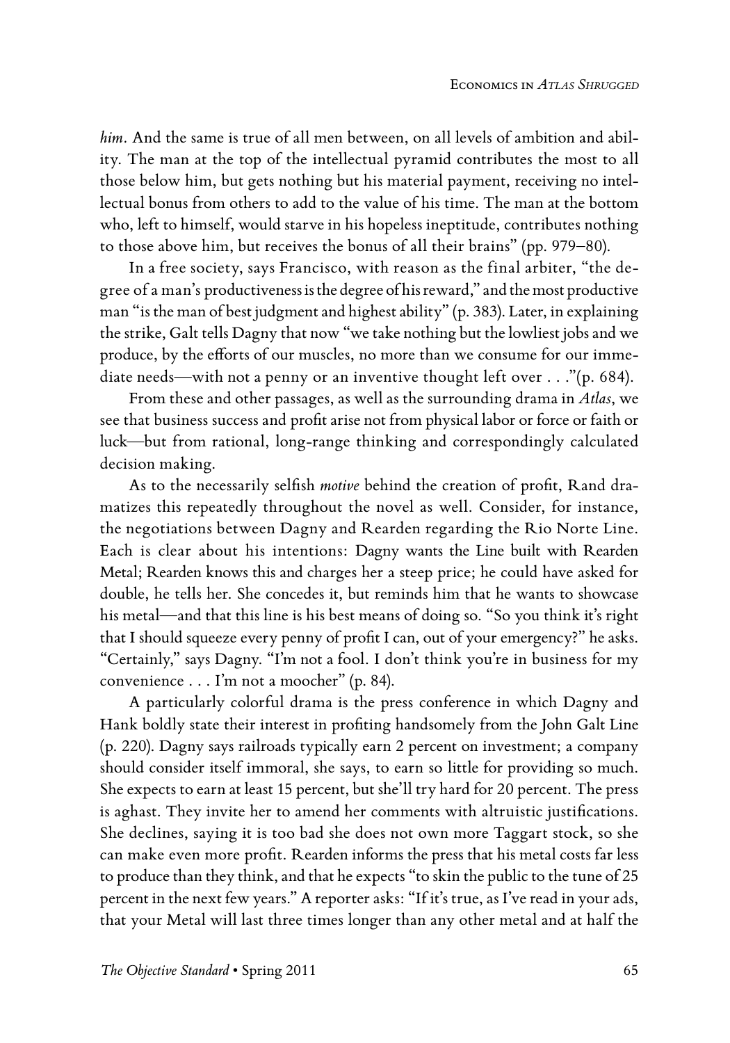*him*. And the same is true of all men between, on all levels of ambition and ability. The man at the top of the intellectual pyramid contributes the most to all those below him, but gets nothing but his material payment, receiving no intellectual bonus from others to add to the value of his time. The man at the bottom who, left to himself, would starve in his hopeless ineptitude, contributes nothing to those above him, but receives the bonus of all their brains" (pp. 979–80).

In a free society, says Francisco, with reason as the final arbiter, "the degree of a man's productiveness is the degree of his reward," and the most productive man "is the man of best judgment and highest ability" (p. 383). Later, in explaining the strike, Galt tells Dagny that now "we take nothing but the lowliest jobs and we produce, by the efforts of our muscles, no more than we consume for our immediate needs—with not a penny or an inventive thought left over . . ."(p. 684).

From these and other passages, as well as the surrounding drama in *Atlas*, we see that business success and profit arise not from physical labor or force or faith or luck—but from rational, long-range thinking and correspondingly calculated decision making.

As to the necessarily selfish *motive* behind the creation of profit, Rand dramatizes this repeatedly throughout the novel as well. Consider, for instance, the negotiations between Dagny and Rearden regarding the Rio Norte Line. Each is clear about his intentions: Dagny wants the Line built with Rearden Metal; Rearden knows this and charges her a steep price; he could have asked for double, he tells her. She concedes it, but reminds him that he wants to showcase his metal—and that this line is his best means of doing so. "So you think it's right that I should squeeze every penny of profit I can, out of your emergency?" he asks. "Certainly," says Dagny. "I'm not a fool. I don't think you're in business for my convenience . . . I'm not a moocher" (p. 84).

A particularly colorful drama is the press conference in which Dagny and Hank boldly state their interest in profiting handsomely from the John Galt Line (p. 220). Dagny says railroads typically earn 2 percent on investment; a company should consider itself immoral, she says, to earn so little for providing so much. She expects to earn at least 15 percent, but she'll try hard for 20 percent. The press is aghast. They invite her to amend her comments with altruistic justifications. She declines, saying it is too bad she does not own more Taggart stock, so she can make even more profit. Rearden informs the press that his metal costs far less to produce than they think, and that he expects "to skin the public to the tune of 25 percent in the next few years." A reporter asks: "If it's true, as I've read in your ads, that your Metal will last three times longer than any other metal and at half the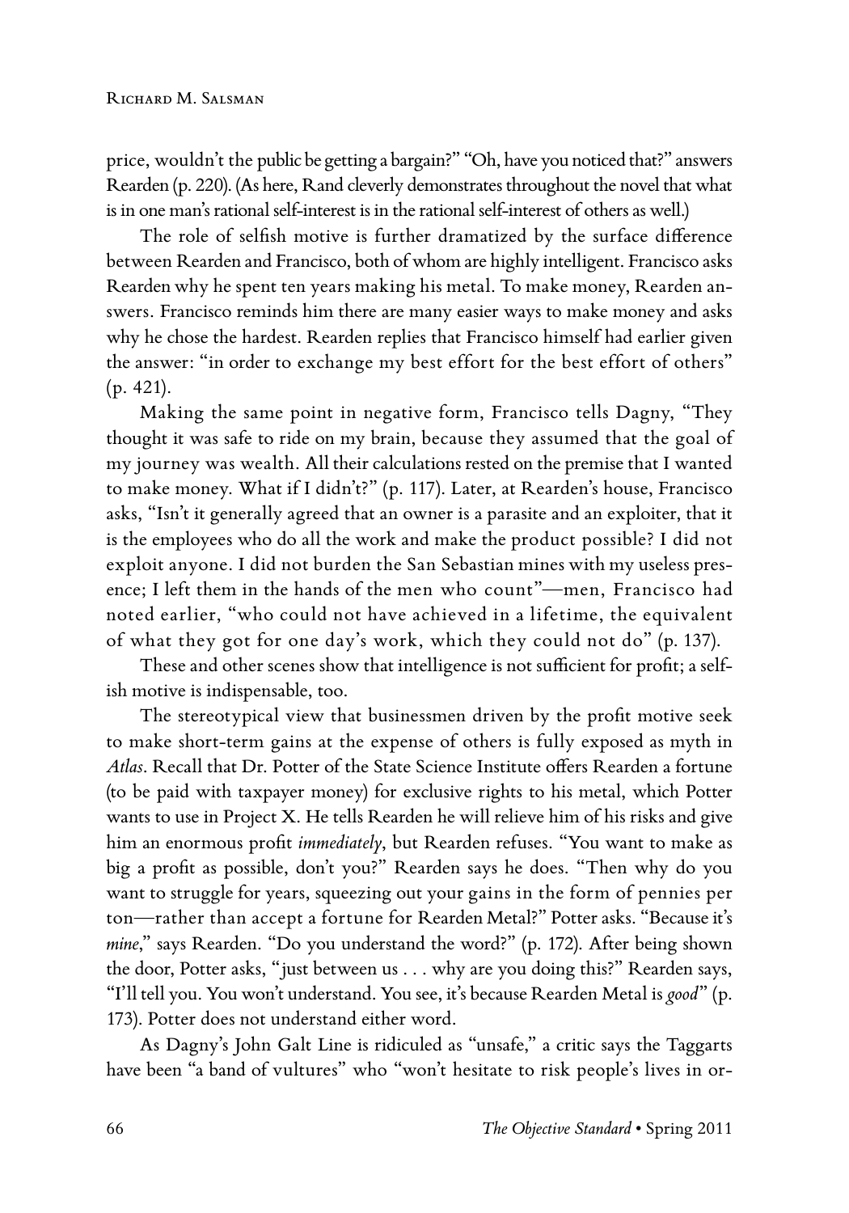price, wouldn't the public be getting a bargain?" "Oh, have you noticed that?" answers Rearden (p. 220). (As here, Rand cleverly demonstrates throughout the novel that what is in one man's rational self-interest is in the rational self-interest of others as well.)

The role of selfish motive is further dramatized by the surface difference between Rearden and Francisco, both of whom are highly intelligent. Francisco asks Rearden why he spent ten years making his metal. To make money, Rearden answers. Francisco reminds him there are many easier ways to make money and asks why he chose the hardest. Rearden replies that Francisco himself had earlier given the answer: "in order to exchange my best effort for the best effort of others" (p. 421).

Making the same point in negative form, Francisco tells Dagny, "They thought it was safe to ride on my brain, because they assumed that the goal of my journey was wealth. All their calculations rested on the premise that I wanted to make money. What if I didn't?" (p. 117). Later, at Rearden's house, Francisco asks, "Isn't it generally agreed that an owner is a parasite and an exploiter, that it is the employees who do all the work and make the product possible? I did not exploit anyone. I did not burden the San Sebastian mines with my useless presence; I left them in the hands of the men who count"—men, Francisco had noted earlier, "who could not have achieved in a lifetime, the equivalent of what they got for one day's work, which they could not do" (p. 137).

These and other scenes show that intelligence is not sufficient for profit; a selfish motive is indispensable, too.

The stereotypical view that businessmen driven by the profit motive seek to make short-term gains at the expense of others is fully exposed as myth in *Atlas*. Recall that Dr. Potter of the State Science Institute offers Rearden a fortune (to be paid with taxpayer money) for exclusive rights to his metal, which Potter wants to use in Project X. He tells Rearden he will relieve him of his risks and give him an enormous profit *immediately*, but Rearden refuses. "You want to make as big a profit as possible, don't you?" Rearden says he does. "Then why do you want to struggle for years, squeezing out your gains in the form of pennies per ton—rather than accept a fortune for Rearden Metal?" Potter asks. "Because it's *mine*," says Rearden. "Do you understand the word?" (p. 172). After being shown the door, Potter asks, "just between us . . . why are you doing this?" Rearden says, "I'll tell you. You won't understand. You see, it's because Rearden Metal is *good*" (p. 173). Potter does not understand either word.

As Dagny's John Galt Line is ridiculed as "unsafe," a critic says the Taggarts have been "a band of vultures" who "won't hesitate to risk people's lives in or-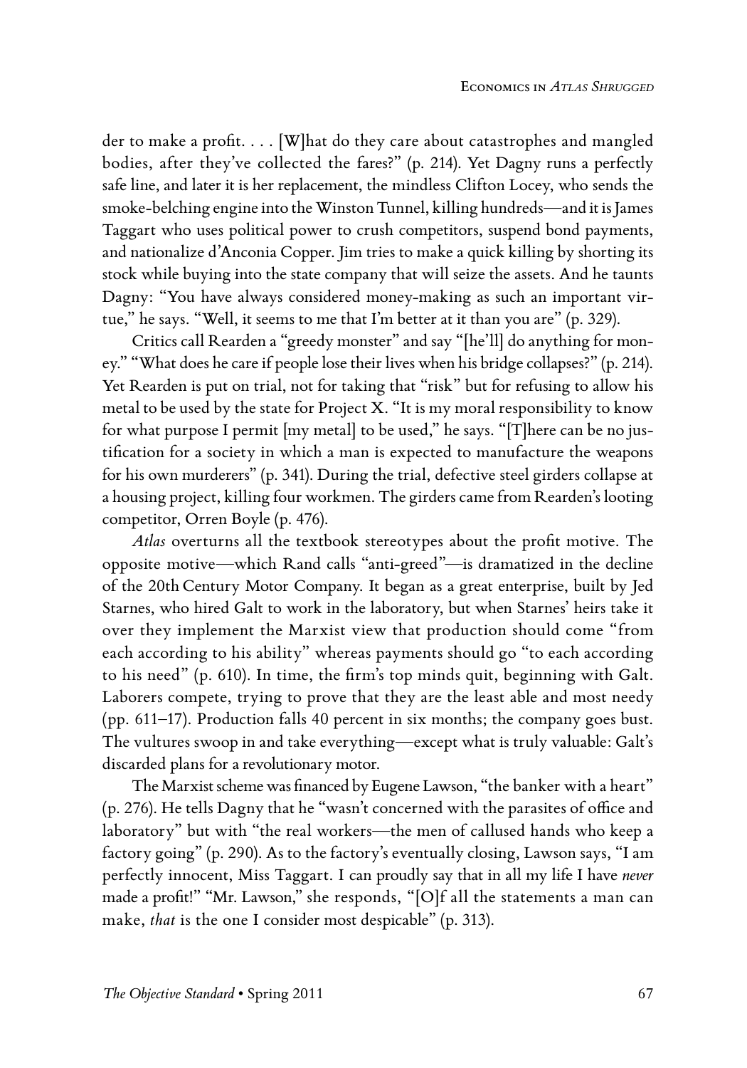der to make a profit. . . . [W]hat do they care about catastrophes and mangled bodies, after they've collected the fares?" (p. 214). Yet Dagny runs a perfectly safe line, and later it is her replacement, the mindless Clifton Locey, who sends the smoke-belching engine into the Winston Tunnel, killing hundreds—and it is James Taggart who uses political power to crush competitors, suspend bond payments, and nationalize d'Anconia Copper. Jim tries to make a quick killing by shorting its stock while buying into the state company that will seize the assets. And he taunts Dagny: "You have always considered money-making as such an important virtue," he says. "Well, it seems to me that I'm better at it than you are" (p. 329).

Critics call Rearden a "greedy monster" and say "[he'll] do anything for money." "What does he care if people lose their lives when his bridge collapses?" (p. 214). Yet Rearden is put on trial, not for taking that "risk" but for refusing to allow his metal to be used by the state for Project X. "It is my moral responsibility to know for what purpose I permit [my metal] to be used," he says. "[T]here can be no justification for a society in which a man is expected to manufacture the weapons for his own murderers" (p. 341). During the trial, defective steel girders collapse at a housing project, killing four workmen. The girders came from Rearden's looting competitor, Orren Boyle (p. 476).

*Atlas* overturns all the textbook stereotypes about the profit motive. The opposite motive—which Rand calls "anti-greed"—is dramatized in the decline of the 20th Century Motor Company. It began as a great enterprise, built by Jed Starnes, who hired Galt to work in the laboratory, but when Starnes' heirs take it over they implement the Marxist view that production should come "from each according to his ability" whereas payments should go "to each according to his need" (p. 610). In time, the firm's top minds quit, beginning with Galt. Laborers compete, trying to prove that they are the least able and most needy (pp. 611–17). Production falls 40 percent in six months; the company goes bust. The vultures swoop in and take everything—except what is truly valuable: Galt's discarded plans for a revolutionary motor.

The Marxist scheme was financed by Eugene Lawson, "the banker with a heart" (p. 276). He tells Dagny that he "wasn't concerned with the parasites of office and laboratory" but with "the real workers—the men of callused hands who keep a factory going" (p. 290). As to the factory's eventually closing, Lawson says, "I am perfectly innocent, Miss Taggart. I can proudly say that in all my life I have *never* made a profit!" "Mr. Lawson," she responds, "[O]f all the statements a man can make, *that* is the one I consider most despicable" (p. 313).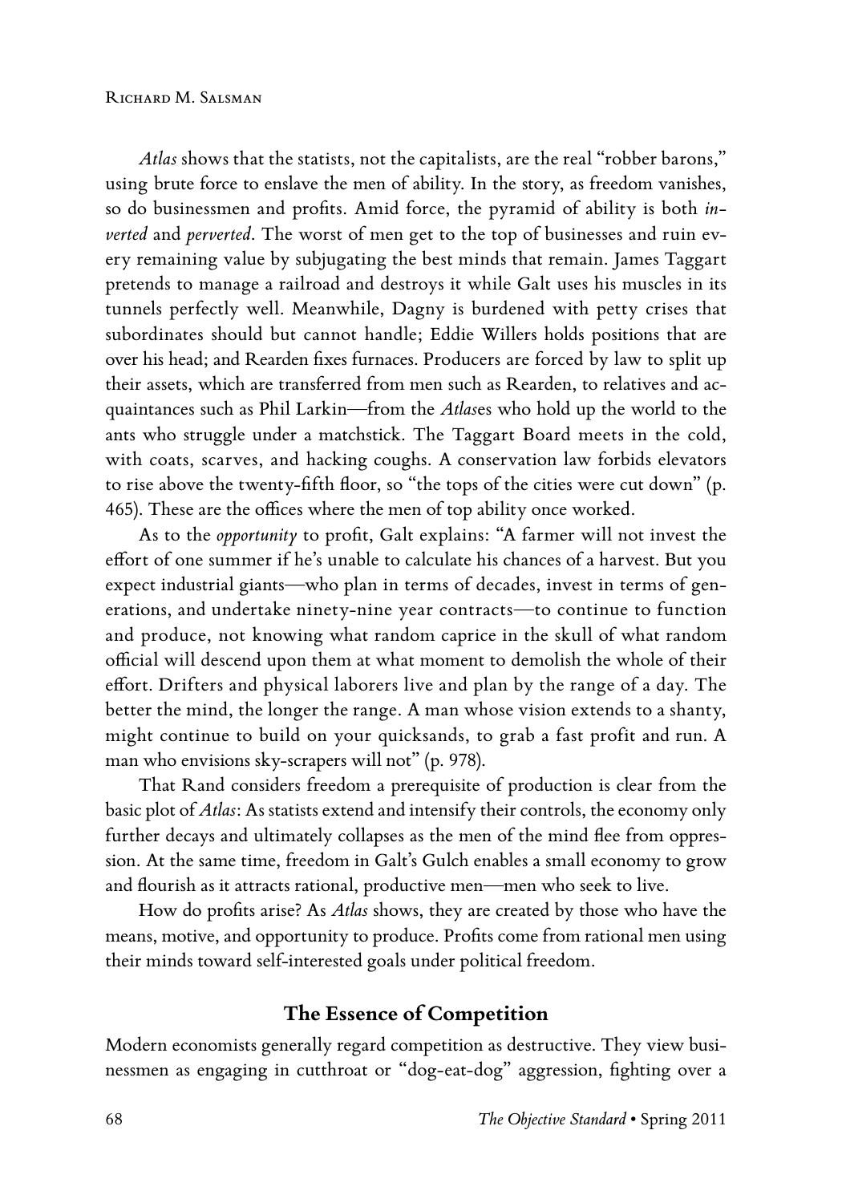*Atlas* shows that the statists, not the capitalists, are the real "robber barons," using brute force to enslave the men of ability. In the story, as freedom vanishes, so do businessmen and profits. Amid force, the pyramid of ability is both *inverted* and *perverted*. The worst of men get to the top of businesses and ruin every remaining value by subjugating the best minds that remain. James Taggart pretends to manage a railroad and destroys it while Galt uses his muscles in its tunnels perfectly well. Meanwhile, Dagny is burdened with petty crises that subordinates should but cannot handle; Eddie Willers holds positions that are over his head; and Rearden fixes furnaces. Producers are forced by law to split up their assets, which are transferred from men such as Rearden, to relatives and acquaintances such as Phil Larkin—from the *Atlas*es who hold up the world to the ants who struggle under a matchstick. The Taggart Board meets in the cold, with coats, scarves, and hacking coughs. A conservation law forbids elevators to rise above the twenty-fifth floor, so "the tops of the cities were cut down" (p. 465). These are the offices where the men of top ability once worked.

As to the *opportunity* to profit, Galt explains: "A farmer will not invest the effort of one summer if he's unable to calculate his chances of a harvest. But you expect industrial giants—who plan in terms of decades, invest in terms of generations, and undertake ninety-nine year contracts—to continue to function and produce, not knowing what random caprice in the skull of what random official will descend upon them at what moment to demolish the whole of their effort. Drifters and physical laborers live and plan by the range of a day. The better the mind, the longer the range. A man whose vision extends to a shanty, might continue to build on your quicksands, to grab a fast profit and run. A man who envisions sky-scrapers will not" (p. 978).

That Rand considers freedom a prerequisite of production is clear from the basic plot of *Atlas*: As statists extend and intensify their controls, the economy only further decays and ultimately collapses as the men of the mind flee from oppression. At the same time, freedom in Galt's Gulch enables a small economy to grow and flourish as it attracts rational, productive men—men who seek to live.

How do profits arise? As *Atlas* shows, they are created by those who have the means, motive, and opportunity to produce. Profits come from rational men using their minds toward self-interested goals under political freedom.

## The Essence of Competition

Modern economists generally regard competition as destructive. They view businessmen as engaging in cutthroat or "dog-eat-dog" aggression, fighting over a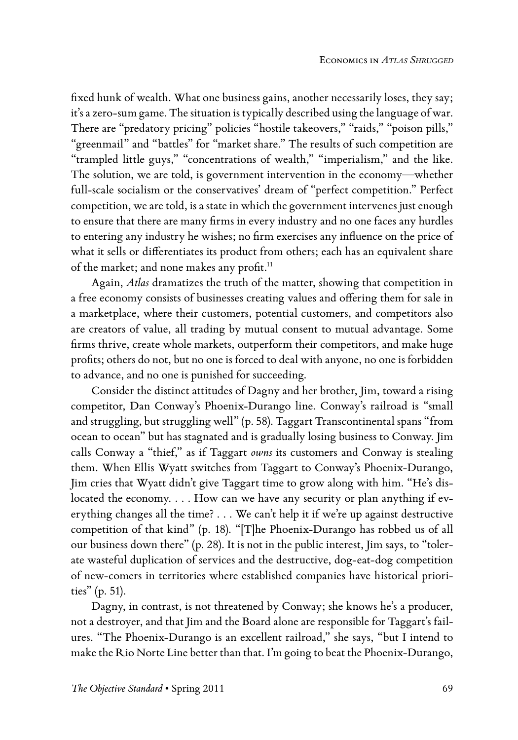fixed hunk of wealth. What one business gains, another necessarily loses, they say; it's a zero-sum game. The situation is typically described using the language of war. There are "predatory pricing" policies "hostile takeovers," "raids," "poison pills," "greenmail" and "battles" for "market share." The results of such competition are "trampled little guys," "concentrations of wealth," "imperialism," and the like. The solution, we are told, is government intervention in the economy—whether full-scale socialism or the conservatives' dream of "perfect competition." Perfect competition, we are told, is a state in which the government intervenes just enough to ensure that there are many firms in every industry and no one faces any hurdles to entering any industry he wishes; no firm exercises any influence on the price of what it sells or differentiates its product from others; each has an equivalent share of the market; and none makes any profit.[11]

Again, *Atlas* dramatizes the truth of the matter, showing that competition in a free economy consists of businesses creating values and offering them for sale in a marketplace, where their customers, potential customers, and competitors also are creators of value, all trading by mutual consent to mutual advantage. Some firms thrive, create whole markets, outperform their competitors, and make huge profits; others do not, but no one is forced to deal with anyone, no one is forbidden to advance, and no one is punished for succeeding.

Consider the distinct attitudes of Dagny and her brother, Jim, toward a rising competitor, Dan Conway's Phoenix-Durango line. Conway's railroad is "small and struggling, but struggling well" (p. 58). Taggart Transcontinental spans "from ocean to ocean" but has stagnated and is gradually losing business to Conway. Jim calls Conway a "thief," as if Taggart *owns* its customers and Conway is stealing them. When Ellis Wyatt switches from Taggart to Conway's Phoenix-Durango, Jim cries that Wyatt didn't give Taggart time to grow along with him. "He's dislocated the economy. . . . How can we have any security or plan anything if everything changes all the time? . . . We can't help it if we're up against destructive competition of that kind" (p. 18). "[T]he Phoenix-Durango has robbed us of all our business down there" (p. 28). It is not in the public interest, Jim says, to "tolerate wasteful duplication of services and the destructive, dog-eat-dog competition of new-comers in territories where established companies have historical priorities" (p. 51).

Dagny, in contrast, is not threatened by Conway; she knows he's a producer, not a destroyer, and that Jim and the Board alone are responsible for Taggart's failures. "The Phoenix-Durango is an excellent railroad," she says, "but I intend to make the Rio Norte Line better than that. I'm going to beat the Phoenix-Durango,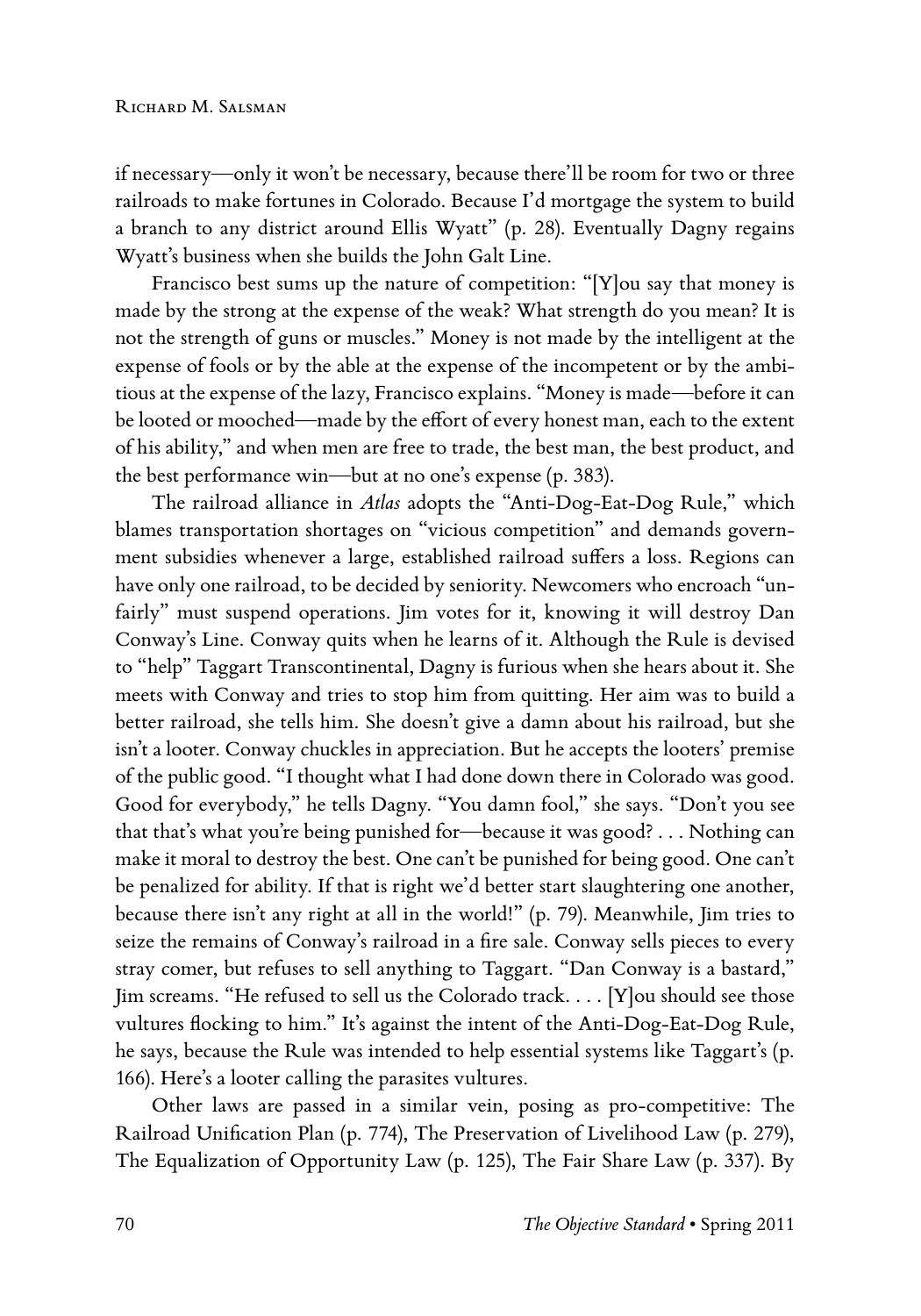if necessary—only it won't be necessary, because there'll be room for two or three railroads to make fortunes in Colorado. Because I'd mortgage the system to build a branch to any district around Ellis Wyatt" (p. 28). Eventually Dagny regains Wyatt's business when she builds the John Galt Line.

Francisco best sums up the nature of competition: "[Y]ou say that money is made by the strong at the expense of the weak? What strength do you mean? It is not the strength of guns or muscles." Money is not made by the intelligent at the expense of fools or by the able at the expense of the incompetent or by the ambitious at the expense of the lazy, Francisco explains. "Money is made—before it can be looted or mooched—made by the effort of every honest man, each to the extent of his ability," and when men are free to trade, the best man, the best product, and the best performance win—but at no one's expense (p. 383).

The railroad alliance in *Atlas* adopts the "Anti-Dog-Eat-Dog Rule," which blames transportation shortages on "vicious competition" and demands government subsidies whenever a large, established railroad suffers a loss. Regions can have only one railroad, to be decided by seniority. Newcomers who encroach "unfairly" must suspend operations. Jim votes for it, knowing it will destroy Dan Conway's Line. Conway quits when he learns of it. Although the Rule is devised to "help" Taggart Transcontinental, Dagny is furious when she hears about it. She meets with Conway and tries to stop him from quitting. Her aim was to build a better railroad, she tells him. She doesn't give a damn about his railroad, but she isn't a looter. Conway chuckles in appreciation. But he accepts the looters' premise of the public good. "I thought what I had done down there in Colorado was good. Good for everybody," he tells Dagny. "You damn fool," she says. "Don't you see that that's what you're being punished for—because it was good? . . . Nothing can make it moral to destroy the best. One can't be punished for being good. One can't be penalized for ability. If that is right we'd better start slaughtering one another, because there isn't any right at all in the world!" (p. 79). Meanwhile, Jim tries to seize the remains of Conway's railroad in a fire sale. Conway sells pieces to every stray comer, but refuses to sell anything to Taggart. "Dan Conway is a bastard," Jim screams. "He refused to sell us the Colorado track. . . . [Y]ou should see those vultures flocking to him." It's against the intent of the Anti-Dog-Eat-Dog Rule, he says, because the Rule was intended to help essential systems like Taggart's (p. 166). Here's a looter calling the parasites vultures.

Other laws are passed in a similar vein, posing as pro-competitive: The Railroad Unification Plan (p. 774), The Preservation of Livelihood Law (p. 279), The Equalization of Opportunity Law (p. 125), The Fair Share Law (p. 337). By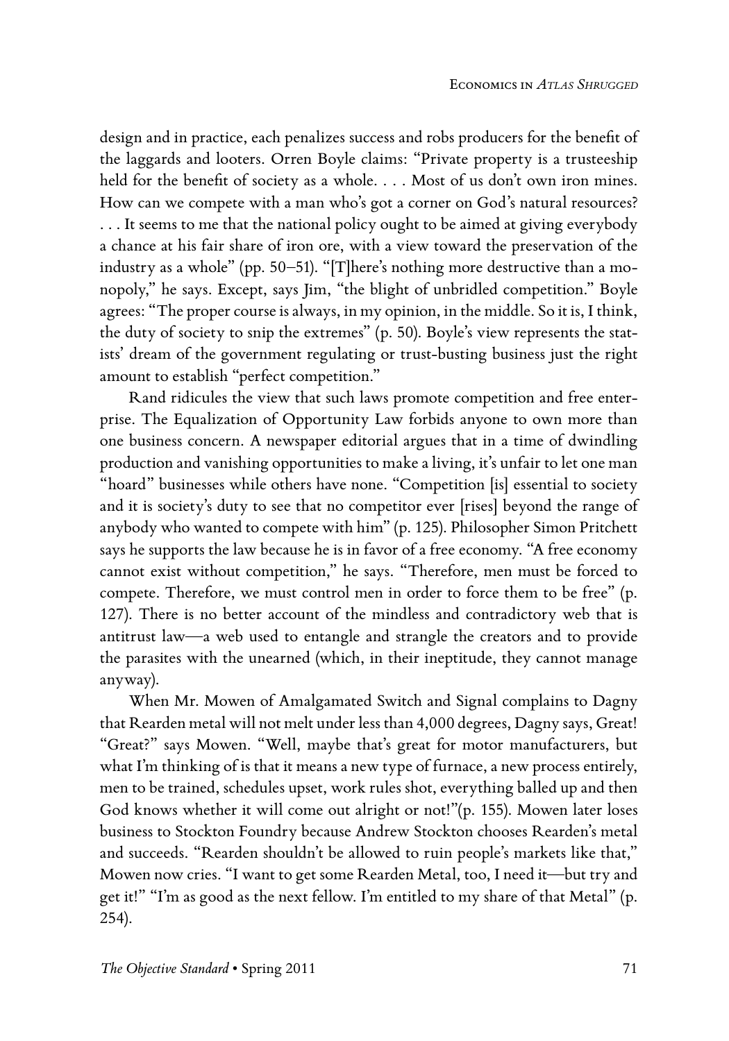design and in practice, each penalizes success and robs producers for the benefit of the laggards and looters. Orren Boyle claims: "Private property is a trusteeship held for the benefit of society as a whole. . . . Most of us don't own iron mines. How can we compete with a man who's got a corner on God's natural resources? . . . It seems to me that the national policy ought to be aimed at giving everybody a chance at his fair share of iron ore, with a view toward the preservation of the industry as a whole" (pp. 50–51). "[T]here's nothing more destructive than a monopoly," he says. Except, says Jim, "the blight of unbridled competition." Boyle agrees: "The proper course is always, in my opinion, in the middle. So it is, I think, the duty of society to snip the extremes" (p. 50). Boyle's view represents the statists' dream of the government regulating or trust-busting business just the right amount to establish "perfect competition."

Rand ridicules the view that such laws promote competition and free enterprise. The Equalization of Opportunity Law forbids anyone to own more than one business concern. A newspaper editorial argues that in a time of dwindling production and vanishing opportunities to make a living, it's unfair to let one man "hoard" businesses while others have none. "Competition [is] essential to society and it is society's duty to see that no competitor ever [rises] beyond the range of anybody who wanted to compete with him" (p. 125). Philosopher Simon Pritchett says he supports the law because he is in favor of a free economy. "A free economy cannot exist without competition," he says. "Therefore, men must be forced to compete. Therefore, we must control men in order to force them to be free" (p. 127). There is no better account of the mindless and contradictory web that is antitrust law—a web used to entangle and strangle the creators and to provide the parasites with the unearned (which, in their ineptitude, they cannot manage anyway).

When Mr. Mowen of Amalgamated Switch and Signal complains to Dagny that Rearden metal will not melt under less than 4,000 degrees, Dagny says, Great! "Great?" says Mowen. "Well, maybe that's great for motor manufacturers, but what I'm thinking of is that it means a new type of furnace, a new process entirely, men to be trained, schedules upset, work rules shot, everything balled up and then God knows whether it will come out alright or not!"(p. 155). Mowen later loses business to Stockton Foundry because Andrew Stockton chooses Rearden's metal and succeeds. "Rearden shouldn't be allowed to ruin people's markets like that," Mowen now cries. "I want to get some Rearden Metal, too, I need it—but try and get it!" "I'm as good as the next fellow. I'm entitled to my share of that Metal" (p. 254).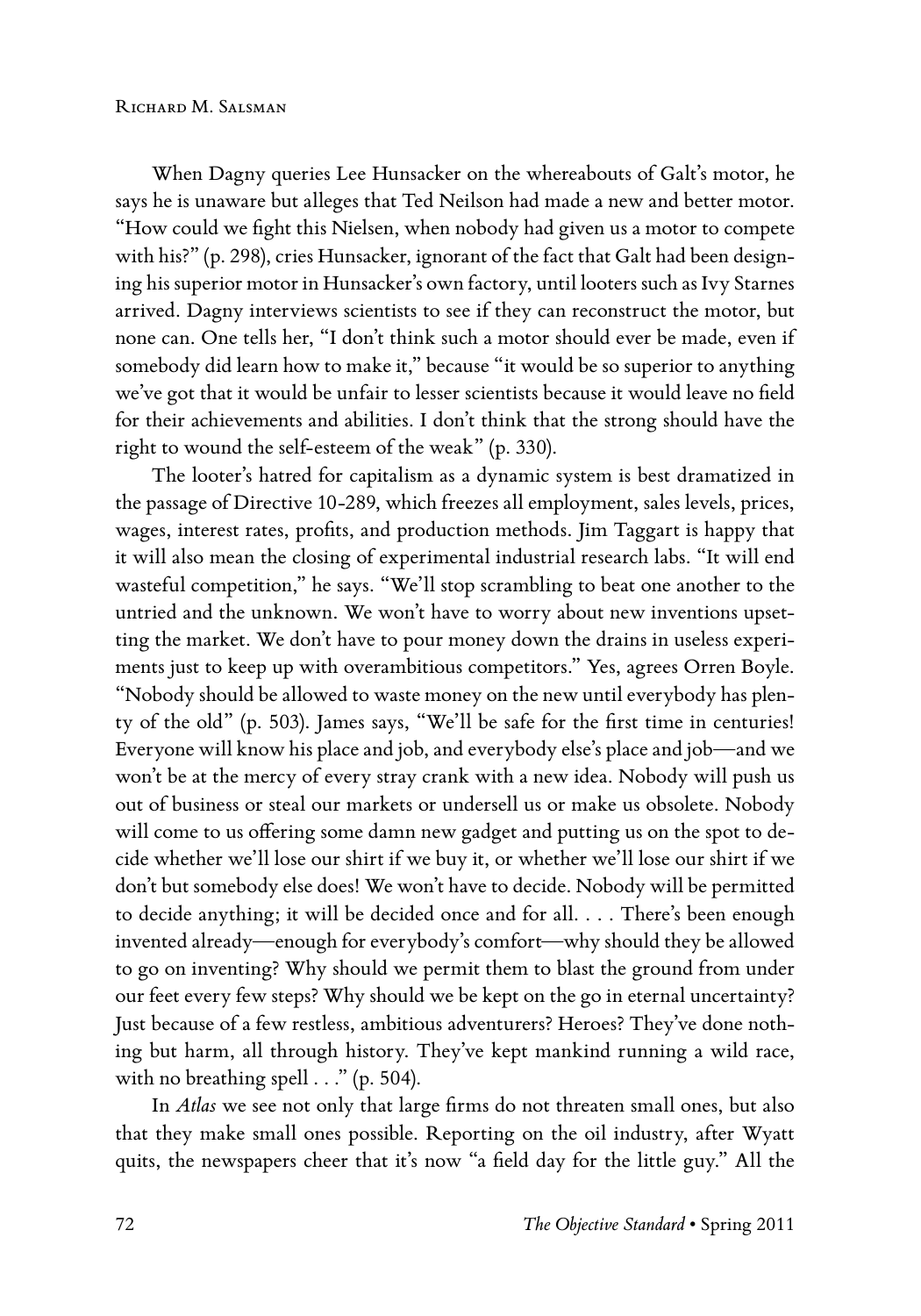When Dagny queries Lee Hunsacker on the whereabouts of Galt's motor, he says he is unaware but alleges that Ted Neilson had made a new and better motor. "How could we fight this Nielsen, when nobody had given us a motor to compete with his?" (p. 298), cries Hunsacker, ignorant of the fact that Galt had been designing his superior motor in Hunsacker's own factory, until looters such as Ivy Starnes arrived. Dagny interviews scientists to see if they can reconstruct the motor, but none can. One tells her, "I don't think such a motor should ever be made, even if somebody did learn how to make it," because "it would be so superior to anything we've got that it would be unfair to lesser scientists because it would leave no field for their achievements and abilities. I don't think that the strong should have the right to wound the self-esteem of the weak" (p. 330).

The looter's hatred for capitalism as a dynamic system is best dramatized in the passage of Directive 10-289, which freezes all employment, sales levels, prices, wages, interest rates, profits, and production methods. Jim Taggart is happy that it will also mean the closing of experimental industrial research labs. "It will end wasteful competition," he says. "We'll stop scrambling to beat one another to the untried and the unknown. We won't have to worry about new inventions upsetting the market. We don't have to pour money down the drains in useless experiments just to keep up with overambitious competitors." Yes, agrees Orren Boyle. "Nobody should be allowed to waste money on the new until everybody has plenty of the old" (p. 503). James says, "We'll be safe for the first time in centuries! Everyone will know his place and job, and everybody else's place and job—and we won't be at the mercy of every stray crank with a new idea. Nobody will push us out of business or steal our markets or undersell us or make us obsolete. Nobody will come to us offering some damn new gadget and putting us on the spot to decide whether we'll lose our shirt if we buy it, or whether we'll lose our shirt if we don't but somebody else does! We won't have to decide. Nobody will be permitted to decide anything; it will be decided once and for all. . . . There's been enough invented already—enough for everybody's comfort—why should they be allowed to go on inventing? Why should we permit them to blast the ground from under our feet every few steps? Why should we be kept on the go in eternal uncertainty? Just because of a few restless, ambitious adventurers? Heroes? They've done nothing but harm, all through history. They've kept mankind running a wild race, with no breathing spell . . ." (p. 504).

In *Atlas* we see not only that large firms do not threaten small ones, but also that they make small ones possible. Reporting on the oil industry, after Wyatt quits, the newspapers cheer that it's now "a field day for the little guy." All the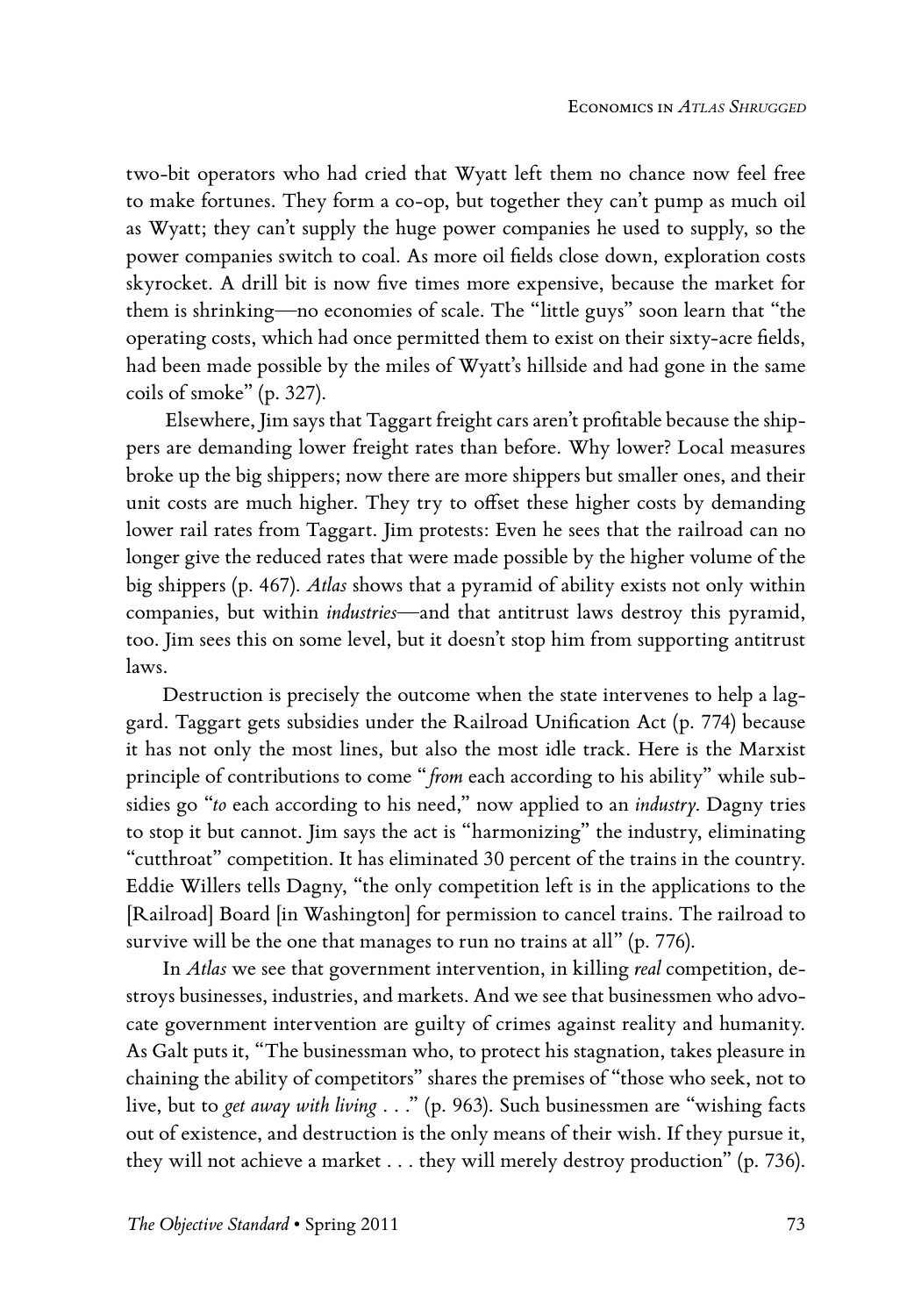two-bit operators who had cried that Wyatt left them no chance now feel free to make fortunes. They form a co-op, but together they can't pump as much oil as Wyatt; they can't supply the huge power companies he used to supply, so the power companies switch to coal. As more oil fields close down, exploration costs skyrocket. A drill bit is now five times more expensive, because the market for them is shrinking—no economies of scale. The "little guys" soon learn that "the operating costs, which had once permitted them to exist on their sixty-acre fields, had been made possible by the miles of Wyatt's hillside and had gone in the same coils of smoke" (p. 327).

Elsewhere, Jim says that Taggart freight cars aren't profitable because the shippers are demanding lower freight rates than before. Why lower? Local measures broke up the big shippers; now there are more shippers but smaller ones, and their unit costs are much higher. They try to offset these higher costs by demanding lower rail rates from Taggart. Jim protests: Even he sees that the railroad can no longer give the reduced rates that were made possible by the higher volume of the big shippers (p. 467). *Atlas* shows that a pyramid of ability exists not only within companies, but within *industries*—and that antitrust laws destroy this pyramid, too. Jim sees this on some level, but it doesn't stop him from supporting antitrust laws.

Destruction is precisely the outcome when the state intervenes to help a laggard. Taggart gets subsidies under the Railroad Unification Act (p. 774) because it has not only the most lines, but also the most idle track. Here is the Marxist principle of contributions to come "*from* each according to his ability" while subsidies go "*to* each according to his need," now applied to an *industry*. Dagny tries to stop it but cannot. Jim says the act is "harmonizing" the industry, eliminating "cutthroat" competition. It has eliminated 30 percent of the trains in the country. Eddie Willers tells Dagny, "the only competition left is in the applications to the [Railroad] Board [in Washington] for permission to cancel trains. The railroad to survive will be the one that manages to run no trains at all" (p. 776).

In *Atlas* we see that government intervention, in killing *real* competition, destroys businesses, industries, and markets. And we see that businessmen who advocate government intervention are guilty of crimes against reality and humanity. As Galt puts it, "The businessman who, to protect his stagnation, takes pleasure in chaining the ability of competitors" shares the premises of "those who seek, not to live, but to *get away with living* . . ." (p. 963). Such businessmen are "wishing facts out of existence, and destruction is the only means of their wish. If they pursue it, they will not achieve a market . . . they will merely destroy production" (p. 736).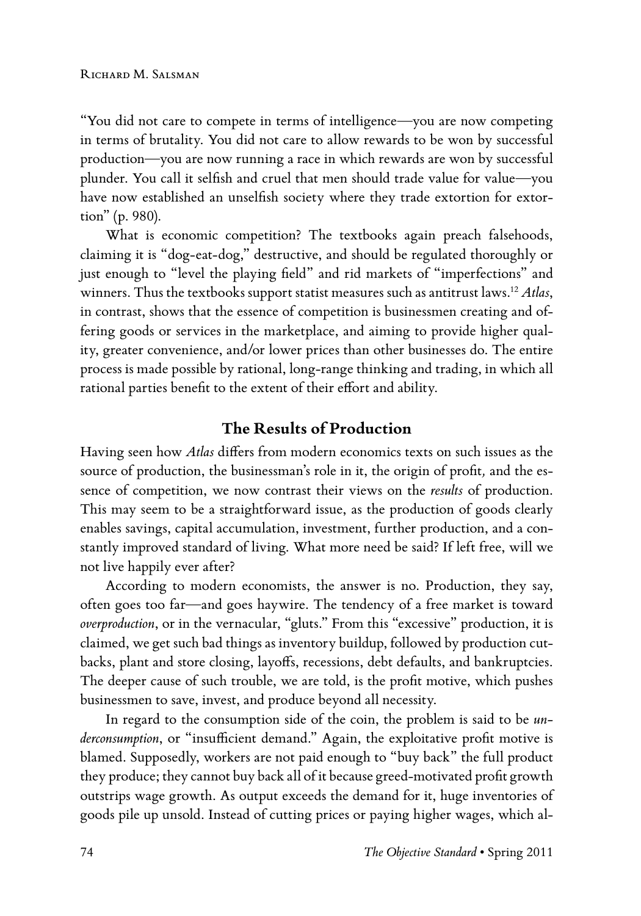"You did not care to compete in terms of intelligence—you are now competing in terms of brutality. You did not care to allow rewards to be won by successful production—you are now running a race in which rewards are won by successful plunder. You call it selfish and cruel that men should trade value for value—you have now established an unselfish society where they trade extortion for extortion" (p. 980).

What is economic competition? The textbooks again preach falsehoods, claiming it is "dog-eat-dog," destructive, and should be regulated thoroughly or just enough to "level the playing field" and rid markets of "imperfections" and winners. Thus the textbooks support statist measures such as antitrust laws.[12] *Atlas*, in contrast, shows that the essence of competition is businessmen creating and offering goods or services in the marketplace, and aiming to provide higher quality, greater convenience, and/or lower prices than other businesses do. The entire process is made possible by rational, long-range thinking and trading, in which all rational parties benefit to the extent of their effort and ability.

## The Results of Production

Having seen how *Atlas* differs from modern economics texts on such issues as the source of production, the businessman's role in it, the origin of profit, and the essence of competition, we now contrast their views on the *results* of production. This may seem to be a straightforward issue, as the production of goods clearly enables savings, capital accumulation, investment, further production, and a constantly improved standard of living. What more need be said? If left free, will we not live happily ever after?

According to modern economists, the answer is no. Production, they say, often goes too far—and goes haywire. The tendency of a free market is toward *overproduction*, or in the vernacular, "gluts." From this "excessive" production, it is claimed, we get such bad things as inventory buildup, followed by production cutbacks, plant and store closing, layoffs, recessions, debt defaults, and bankruptcies. The deeper cause of such trouble, we are told, is the profit motive, which pushes businessmen to save, invest, and produce beyond all necessity.

In regard to the consumption side of the coin, the problem is said to be *underconsumption*, or "insufficient demand." Again, the exploitative profit motive is blamed. Supposedly, workers are not paid enough to "buy back" the full product they produce; they cannot buy back all of it because greed-motivated profit growth outstrips wage growth. As output exceeds the demand for it, huge inventories of goods pile up unsold. Instead of cutting prices or paying higher wages, which al-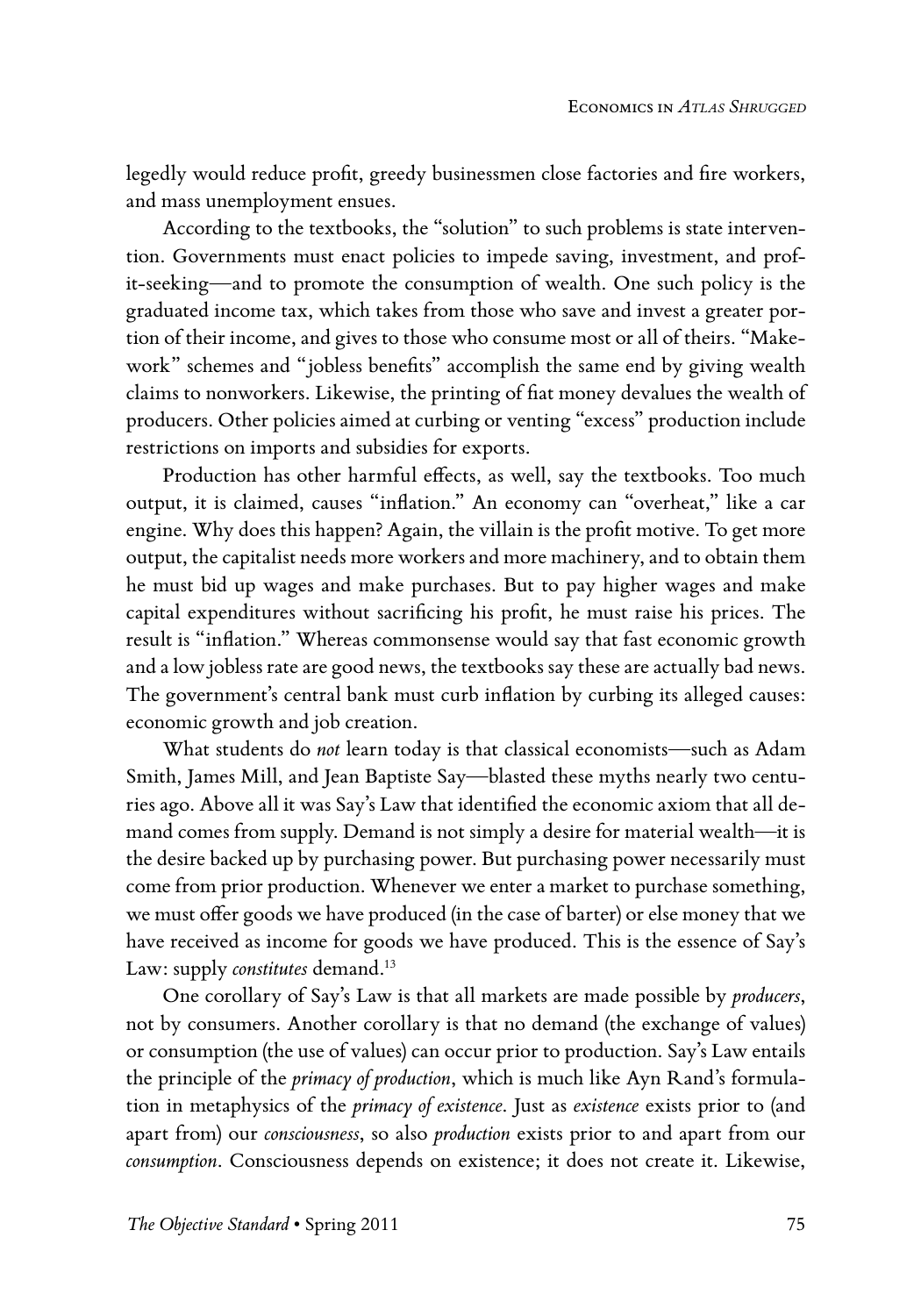legedly would reduce profit, greedy businessmen close factories and fire workers, and mass unemployment ensues.

According to the textbooks, the "solution" to such problems is state intervention. Governments must enact policies to impede saving, investment, and profit-seeking—and to promote the consumption of wealth. One such policy is the graduated income tax, which takes from those who save and invest a greater portion of their income, and gives to those who consume most or all of theirs. "Make-work" schemes and "jobless benefits" accomplish the same end by giving wealth claims to nonworkers. Likewise, the printing of fiat money devalues the wealth of producers. Other policies aimed at curbing or venting "excess" production include restrictions on imports and subsidies for exports.

Production has other harmful effects, as well, say the textbooks. Too much output, it is claimed, causes "inflation." An economy can "overheat," like a car engine. Why does this happen? Again, the villain is the profit motive. To get more output, the capitalist needs more workers and more machinery, and to obtain them he must bid up wages and make purchases. But to pay higher wages and make capital expenditures without sacrificing his profit, he must raise his prices. The result is "inflation." Whereas commonsense would say that fast economic growth and a low jobless rate are good news, the textbooks say these are actually bad news. The government's central bank must curb inflation by curbing its alleged causes: economic growth and job creation.

What students do *not* learn today is that classical economists—such as Adam Smith, James Mill, and Jean Baptiste Say—blasted these myths nearly two centuries ago. Above all it was Say's Law that identified the economic axiom that all demand comes from supply. Demand is not simply a desire for material wealth—it is the desire backed up by purchasing power. But purchasing power necessarily must come from prior production. Whenever we enter a market to purchase something, we must offer goods we have produced (in the case of barter) or else money that we have received as income for goods we have produced. This is the essence of Say's Law: supply *constitutes* demand.[13]

One corollary of Say's Law is that all markets are made possible by *producers*, not by consumers. Another corollary is that no demand (the exchange of values) or consumption (the use of values) can occur prior to production. Say's Law entails the principle of the *primacy of production*, which is much like Ayn Rand's formulation in metaphysics of the *primacy of existence*. Just as *existence* exists prior to (and apart from) our *consciousness*, so also *production* exists prior to and apart from our *consumption*. Consciousness depends on existence; it does not create it. Likewise,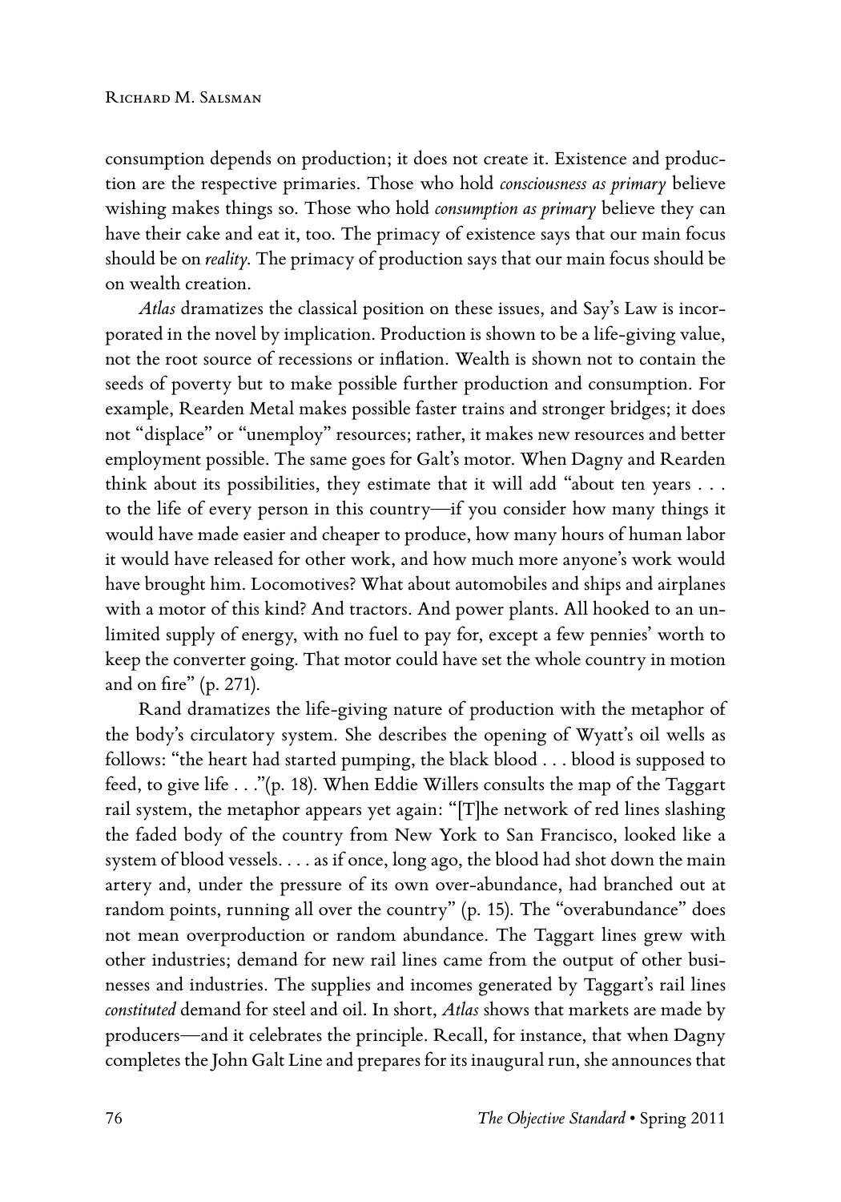consumption depends on production; it does not create it. Existence and production are the respective primaries. Those who hold *consciousness as primary* believe wishing makes things so. Those who hold *consumption as primary* believe they can have their cake and eat it, too. The primacy of existence says that our main focus should be on *reality*. The primacy of production says that our main focus should be on wealth creation.

*Atlas* dramatizes the classical position on these issues, and Say's Law is incorporated in the novel by implication. Production is shown to be a life-giving value, not the root source of recessions or inflation. Wealth is shown not to contain the seeds of poverty but to make possible further production and consumption. For example, Rearden Metal makes possible faster trains and stronger bridges; it does not "displace" or "unemploy" resources; rather, it makes new resources and better employment possible. The same goes for Galt's motor. When Dagny and Rearden think about its possibilities, they estimate that it will add "about ten years . . . to the life of every person in this country—if you consider how many things it would have made easier and cheaper to produce, how many hours of human labor it would have released for other work, and how much more anyone's work would have brought him. Locomotives? What about automobiles and ships and airplanes with a motor of this kind? And tractors. And power plants. All hooked to an unlimited supply of energy, with no fuel to pay for, except a few pennies' worth to keep the converter going. That motor could have set the whole country in motion and on fire" (p. 271).

Rand dramatizes the life-giving nature of production with the metaphor of the body's circulatory system. She describes the opening of Wyatt's oil wells as follows: "the heart had started pumping, the black blood . . . blood is supposed to feed, to give life . . ."(p. 18). When Eddie Willers consults the map of the Taggart rail system, the metaphor appears yet again: "[T]he network of red lines slashing the faded body of the country from New York to San Francisco, looked like a system of blood vessels. . . . as if once, long ago, the blood had shot down the main artery and, under the pressure of its own over-abundance, had branched out at random points, running all over the country" (p. 15). The "overabundance" does not mean overproduction or random abundance. The Taggart lines grew with other industries; demand for new rail lines came from the output of other businesses and industries. The supplies and incomes generated by Taggart's rail lines *constituted* demand for steel and oil. In short, *Atlas* shows that markets are made by producers—and it celebrates the principle. Recall, for instance, that when Dagny completes the John Galt Line and prepares for its inaugural run, she announces that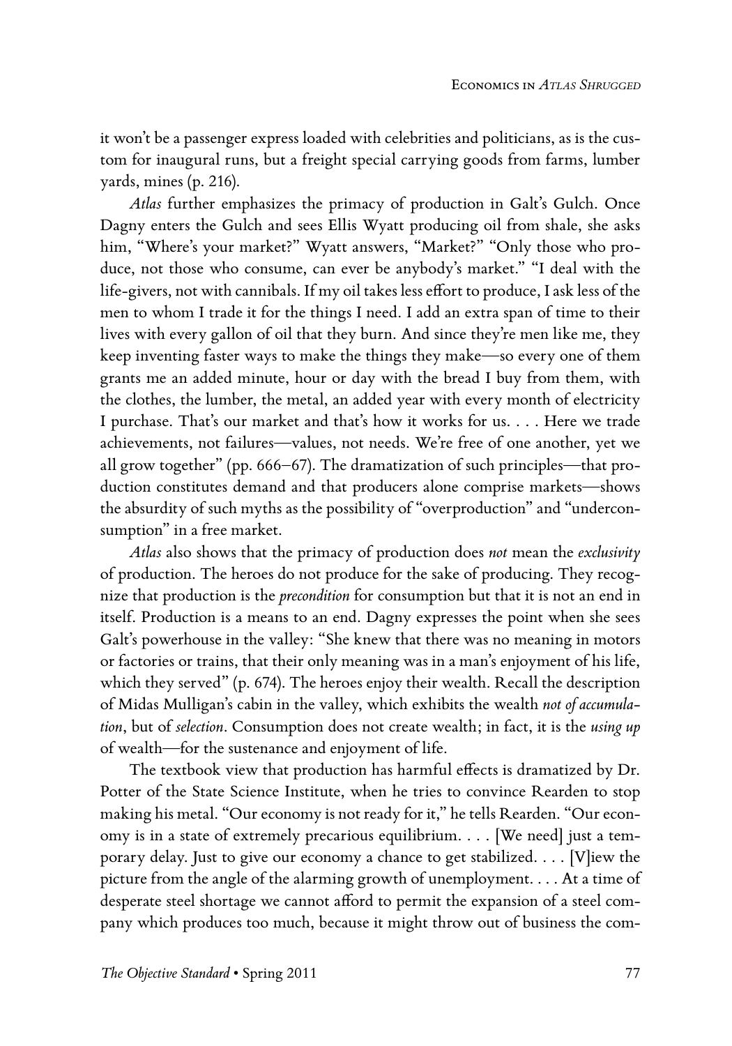it won't be a passenger express loaded with celebrities and politicians, as is the custom for inaugural runs, but a freight special carrying goods from farms, lumber yards, mines (p. 216).

*Atlas* further emphasizes the primacy of production in Galt's Gulch. Once Dagny enters the Gulch and sees Ellis Wyatt producing oil from shale, she asks him, "Where's your market?" Wyatt answers, "Market?" "Only those who produce, not those who consume, can ever be anybody's market." "I deal with the life-givers, not with cannibals. If my oil takes less effort to produce, I ask less of the men to whom I trade it for the things I need. I add an extra span of time to their lives with every gallon of oil that they burn. And since they're men like me, they keep inventing faster ways to make the things they make—so every one of them grants me an added minute, hour or day with the bread I buy from them, with the clothes, the lumber, the metal, an added year with every month of electricity I purchase. That's our market and that's how it works for us. . . . Here we trade achievements, not failures—values, not needs. We're free of one another, yet we all grow together" (pp. 666–67). The dramatization of such principles—that production constitutes demand and that producers alone comprise markets—shows the absurdity of such myths as the possibility of "overproduction" and "underconsumption" in a free market.

*Atlas* also shows that the primacy of production does *not* mean the *exclusivity* of production. The heroes do not produce for the sake of producing. They recognize that production is the *precondition* for consumption but that it is not an end in itself. Production is a means to an end. Dagny expresses the point when she sees Galt's powerhouse in the valley: "She knew that there was no meaning in motors or factories or trains, that their only meaning was in a man's enjoyment of his life, which they served" (p. 674). The heroes enjoy their wealth. Recall the description of Midas Mulligan's cabin in the valley, which exhibits the wealth *not of accumulation*, but of *selection*. Consumption does not create wealth; in fact, it is the *using up* of wealth—for the sustenance and enjoyment of life.

The textbook view that production has harmful effects is dramatized by Dr. Potter of the State Science Institute, when he tries to convince Rearden to stop making his metal. "Our economy is not ready for it," he tells Rearden. "Our economy is in a state of extremely precarious equilibrium. . . . [We need] just a temporary delay. Just to give our economy a chance to get stabilized. . . . [V]iew the picture from the angle of the alarming growth of unemployment. . . . At a time of desperate steel shortage we cannot afford to permit the expansion of a steel company which produces too much, because it might throw out of business the com-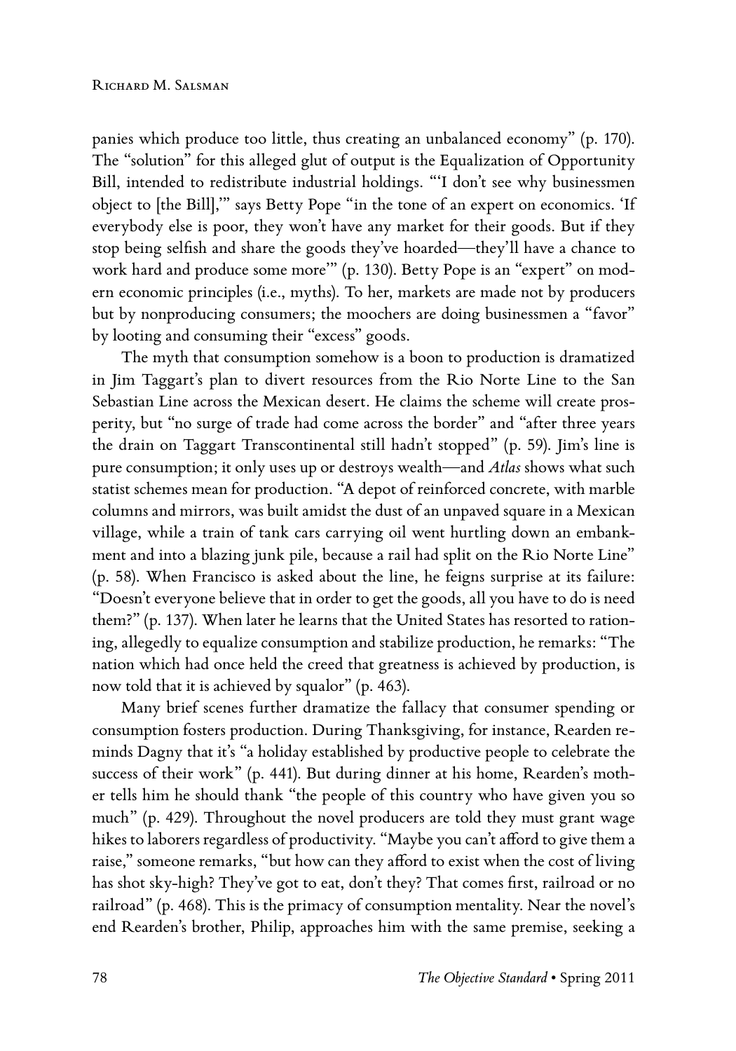panies which produce too little, thus creating an unbalanced economy" (p. 170). The "solution" for this alleged glut of output is the Equalization of Opportunity Bill, intended to redistribute industrial holdings. "'I don't see why businessmen object to [the Bill],'" says Betty Pope "in the tone of an expert on economics. 'If everybody else is poor, they won't have any market for their goods. But if they stop being selfish and share the goods they've hoarded—they'll have a chance to work hard and produce some more'" (p. 130). Betty Pope is an "expert" on modern economic principles (i.e., myths). To her, markets are made not by producers but by nonproducing consumers; the moochers are doing businessmen a "favor" by looting and consuming their "excess" goods.

The myth that consumption somehow is a boon to production is dramatized in Jim Taggart's plan to divert resources from the Rio Norte Line to the San Sebastian Line across the Mexican desert. He claims the scheme will create prosperity, but "no surge of trade had come across the border" and "after three years the drain on Taggart Transcontinental still hadn't stopped" (p. 59). Jim's line is pure consumption; it only uses up or destroys wealth—and *Atlas* shows what such statist schemes mean for production. "A depot of reinforced concrete, with marble columns and mirrors, was built amidst the dust of an unpaved square in a Mexican village, while a train of tank cars carrying oil went hurtling down an embankment and into a blazing junk pile, because a rail had split on the Rio Norte Line" (p. 58). When Francisco is asked about the line, he feigns surprise at its failure: "Doesn't everyone believe that in order to get the goods, all you have to do is need them?" (p. 137). When later he learns that the United States has resorted to rationing, allegedly to equalize consumption and stabilize production, he remarks: "The nation which had once held the creed that greatness is achieved by production, is now told that it is achieved by squalor" (p. 463).

Many brief scenes further dramatize the fallacy that consumer spending or consumption fosters production. During Thanksgiving, for instance, Rearden reminds Dagny that it's "a holiday established by productive people to celebrate the success of their work" (p. 441). But during dinner at his home, Rearden's mother tells him he should thank "the people of this country who have given you so much" (p. 429). Throughout the novel producers are told they must grant wage hikes to laborers regardless of productivity. "Maybe you can't afford to give them a raise," someone remarks, "but how can they afford to exist when the cost of living has shot sky-high? They've got to eat, don't they? That comes first, railroad or no railroad" (p. 468). This is the primacy of consumption mentality. Near the novel's end Rearden's brother, Philip, approaches him with the same premise, seeking a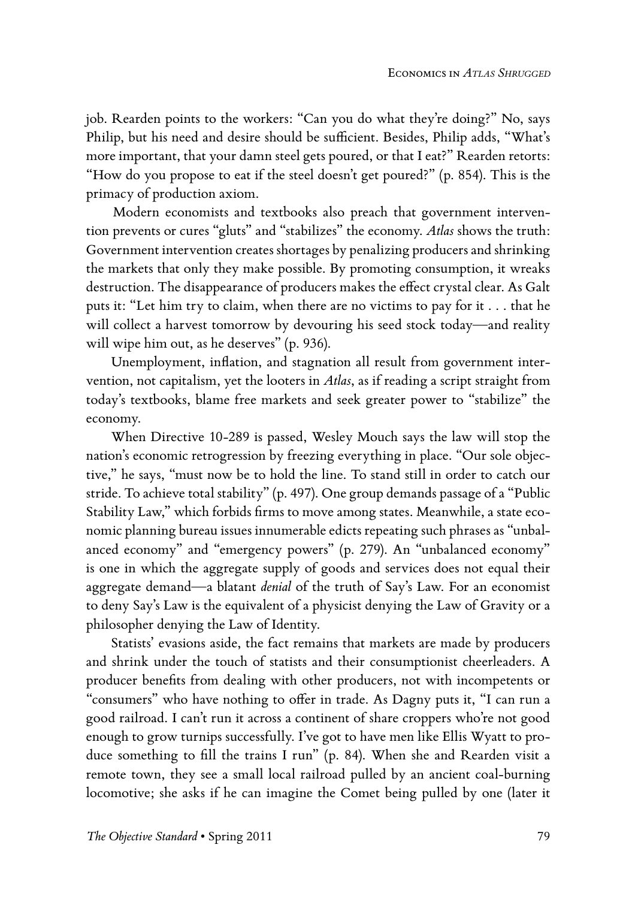job. Rearden points to the workers: "Can you do what they're doing?" No, says Philip, but his need and desire should be sufficient. Besides, Philip adds, "What's more important, that your damn steel gets poured, or that I eat?" Rearden retorts: "How do you propose to eat if the steel doesn't get poured?" (p. 854). This is the primacy of production axiom.

Modern economists and textbooks also preach that government intervention prevents or cures "gluts" and "stabilizes" the economy. *Atlas* shows the truth: Government intervention creates shortages by penalizing producers and shrinking the markets that only they make possible. By promoting consumption, it wreaks destruction. The disappearance of producers makes the effect crystal clear. As Galt puts it: "Let him try to claim, when there are no victims to pay for it . . . that he will collect a harvest tomorrow by devouring his seed stock today—and reality will wipe him out, as he deserves" (p. 936).

Unemployment, inflation, and stagnation all result from government intervention, not capitalism, yet the looters in *Atlas*, as if reading a script straight from today's textbooks, blame free markets and seek greater power to "stabilize" the economy.

When Directive 10-289 is passed, Wesley Mouch says the law will stop the nation's economic retrogression by freezing everything in place. "Our sole objective," he says, "must now be to hold the line. To stand still in order to catch our stride. To achieve total stability" (p. 497). One group demands passage of a "Public Stability Law," which forbids firms to move among states. Meanwhile, a state economic planning bureau issues innumerable edicts repeating such phrases as "unbalanced economy" and "emergency powers" (p. 279). An "unbalanced economy" is one in which the aggregate supply of goods and services does not equal their aggregate demand—a blatant *denial* of the truth of Say's Law. For an economist to deny Say's Law is the equivalent of a physicist denying the Law of Gravity or a philosopher denying the Law of Identity.

Statists' evasions aside, the fact remains that markets are made by producers and shrink under the touch of statists and their consumptionist cheerleaders. A producer benefits from dealing with other producers, not with incompetents or "consumers" who have nothing to offer in trade. As Dagny puts it, "I can run a good railroad. I can't run it across a continent of share croppers who're not good enough to grow turnips successfully. I've got to have men like Ellis Wyatt to produce something to fill the trains I run" (p. 84). When she and Rearden visit a remote town, they see a small local railroad pulled by an ancient coal-burning locomotive; she asks if he can imagine the Comet being pulled by one (later it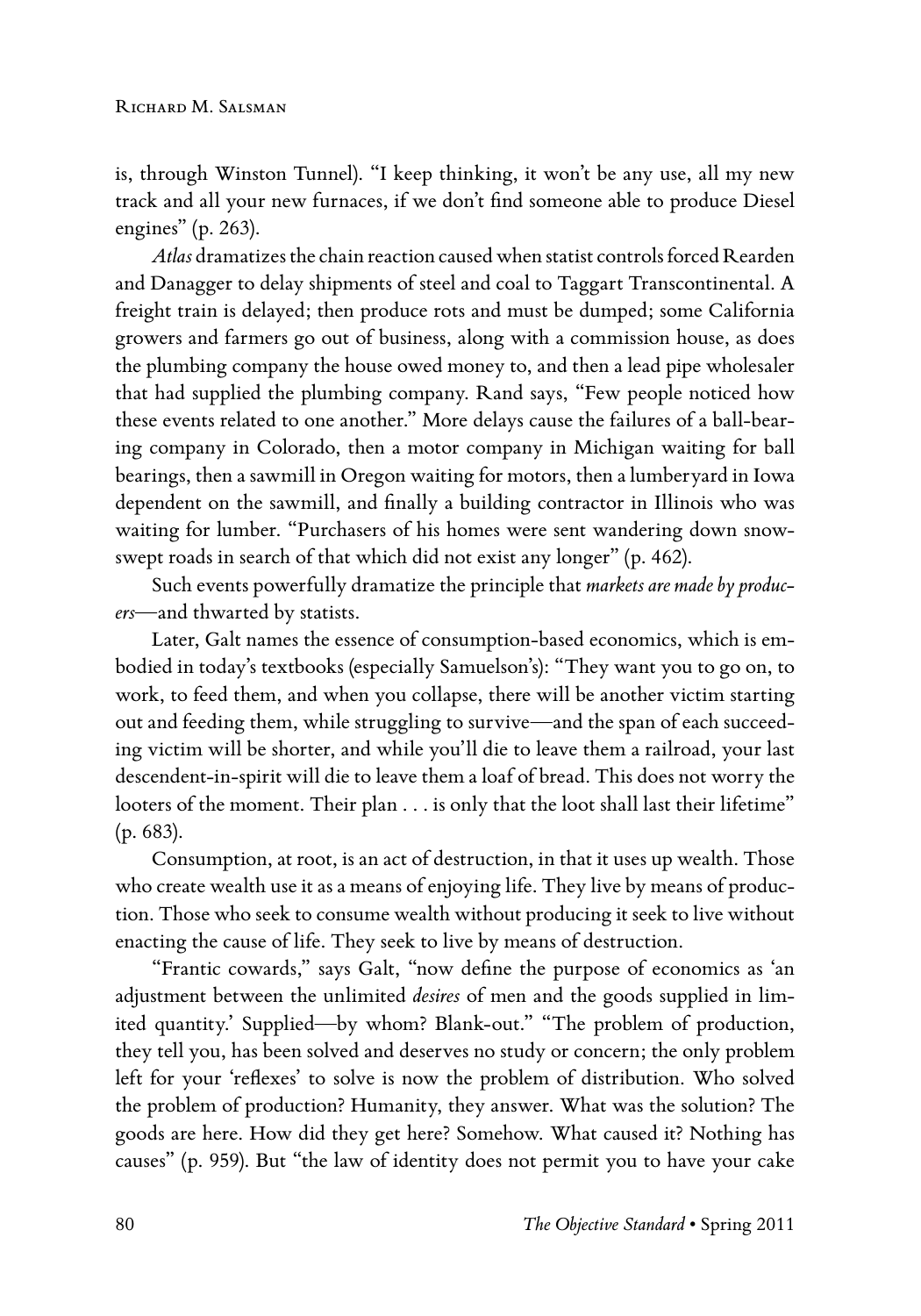is, through Winston Tunnel). "I keep thinking, it won't be any use, all my new track and all your new furnaces, if we don't find someone able to produce Diesel engines" (p. 263).

*Atlas* dramatizes the chain reaction caused when statist controls forced Rearden and Danagger to delay shipments of steel and coal to Taggart Transcontinental. A freight train is delayed; then produce rots and must be dumped; some California growers and farmers go out of business, along with a commission house, as does the plumbing company the house owed money to, and then a lead pipe wholesaler that had supplied the plumbing company. Rand says, "Few people noticed how these events related to one another." More delays cause the failures of a ball-bearing company in Colorado, then a motor company in Michigan waiting for ball bearings, then a sawmill in Oregon waiting for motors, then a lumberyard in Iowa dependent on the sawmill, and finally a building contractor in Illinois who was waiting for lumber. "Purchasers of his homes were sent wandering down snow-swept roads in search of that which did not exist any longer" (p. 462).

Such events powerfully dramatize the principle that *markets are made by producers*—and thwarted by statists.

Later, Galt names the essence of consumption-based economics, which is embodied in today's textbooks (especially Samuelson's): "They want you to go on, to work, to feed them, and when you collapse, there will be another victim starting out and feeding them, while struggling to survive—and the span of each succeeding victim will be shorter, and while you'll die to leave them a railroad, your last descendent-in-spirit will die to leave them a loaf of bread. This does not worry the looters of the moment. Their plan . . . is only that the loot shall last their lifetime" (p. 683).

Consumption, at root, is an act of destruction, in that it uses up wealth. Those who create wealth use it as a means of enjoying life. They live by means of production. Those who seek to consume wealth without producing it seek to live without enacting the cause of life. They seek to live by means of destruction.

"Frantic cowards," says Galt, "now define the purpose of economics as 'an adjustment between the unlimited *desires* of men and the goods supplied in limited quantity.' Supplied—by whom? Blank-out." "The problem of production, they tell you, has been solved and deserves no study or concern; the only problem left for your 'reflexes' to solve is now the problem of distribution. Who solved the problem of production? Humanity, they answer. What was the solution? The goods are here. How did they get here? Somehow. What caused it? Nothing has causes" (p. 959). But "the law of identity does not permit you to have your cake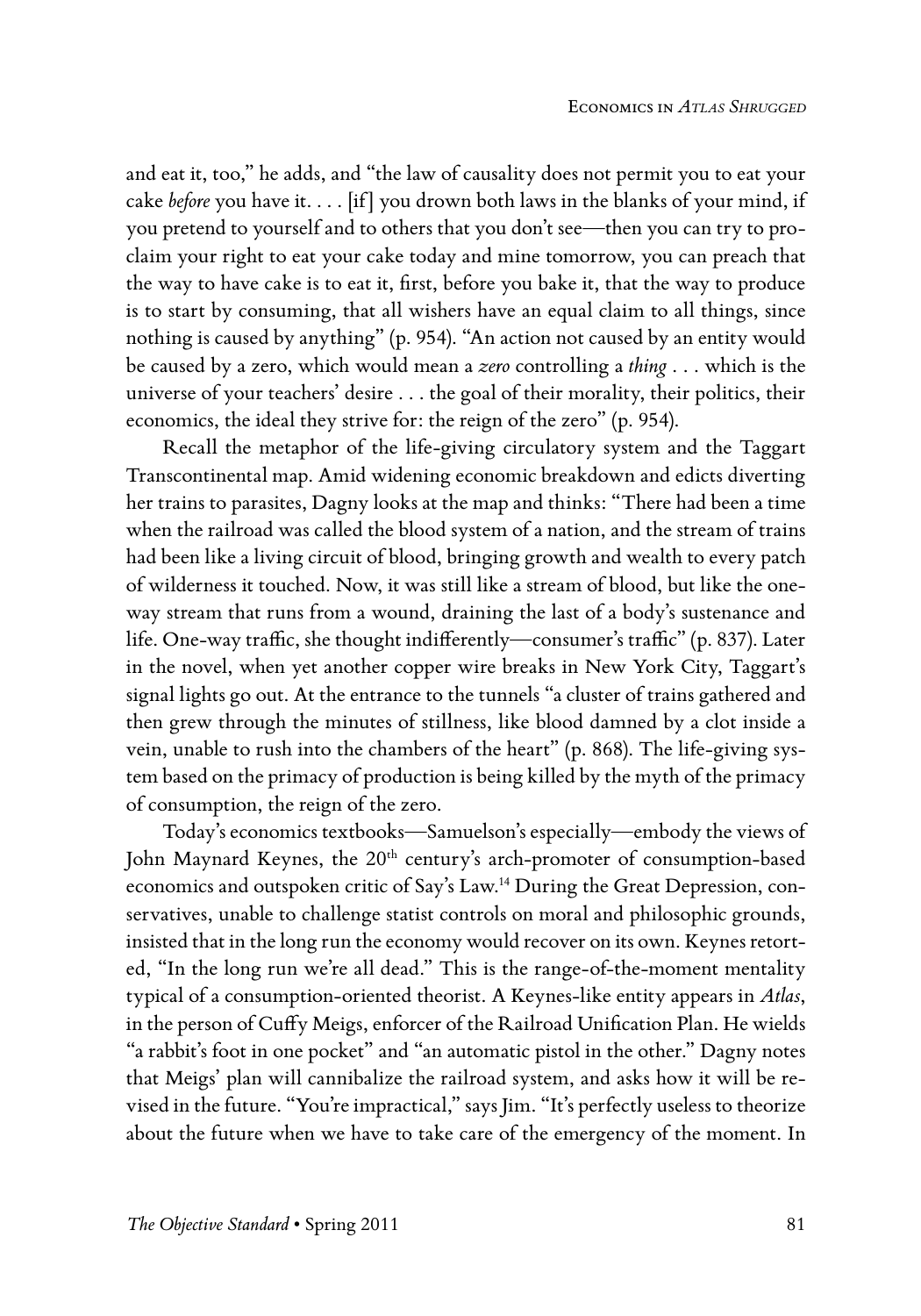and eat it, too," he adds, and "the law of causality does not permit you to eat your cake *before* you have it. . . . [if] you drown both laws in the blanks of your mind, if you pretend to yourself and to others that you don't see—then you can try to proclaim your right to eat your cake today and mine tomorrow, you can preach that the way to have cake is to eat it, first, before you bake it, that the way to produce is to start by consuming, that all wishers have an equal claim to all things, since nothing is caused by anything" (p. 954). "An action not caused by an entity would be caused by a zero, which would mean a *zero* controlling a *thing* . . . which is the universe of your teachers' desire . . . the goal of their morality, their politics, their economics, the ideal they strive for: the reign of the zero" (p. 954).

Recall the metaphor of the life-giving circulatory system and the Taggart Transcontinental map. Amid widening economic breakdown and edicts diverting her trains to parasites, Dagny looks at the map and thinks: "There had been a time when the railroad was called the blood system of a nation, and the stream of trains had been like a living circuit of blood, bringing growth and wealth to every patch of wilderness it touched. Now, it was still like a stream of blood, but like the one-way stream that runs from a wound, draining the last of a body's sustenance and life. One-way traffic, she thought indifferently—consumer's traffic" (p. 837). Later in the novel, when yet another copper wire breaks in New York City, Taggart's signal lights go out. At the entrance to the tunnels "a cluster of trains gathered and then grew through the minutes of stillness, like blood damned by a clot inside a vein, unable to rush into the chambers of the heart" (p. 868). The life-giving system based on the primacy of production is being killed by the myth of the primacy of consumption, the reign of the zero.

Today's economics textbooks—Samuelson's especially—embody the views of John Maynard Keynes, the 20th century's arch-promoter of consumption-based economics and outspoken critic of Say's Law.[14] During the Great Depression, conservatives, unable to challenge statist controls on moral and philosophic grounds, insisted that in the long run the economy would recover on its own. Keynes retorted, "In the long run we're all dead." This is the range-of-the-moment mentality typical of a consumption-oriented theorist. A Keynes-like entity appears in *Atlas*, in the person of Cuffy Meigs, enforcer of the Railroad Unification Plan. He wields "a rabbit's foot in one pocket" and "an automatic pistol in the other." Dagny notes that Meigs' plan will cannibalize the railroad system, and asks how it will be revised in the future. "You're impractical," says Jim. "It's perfectly useless to theorize about the future when we have to take care of the emergency of the moment. In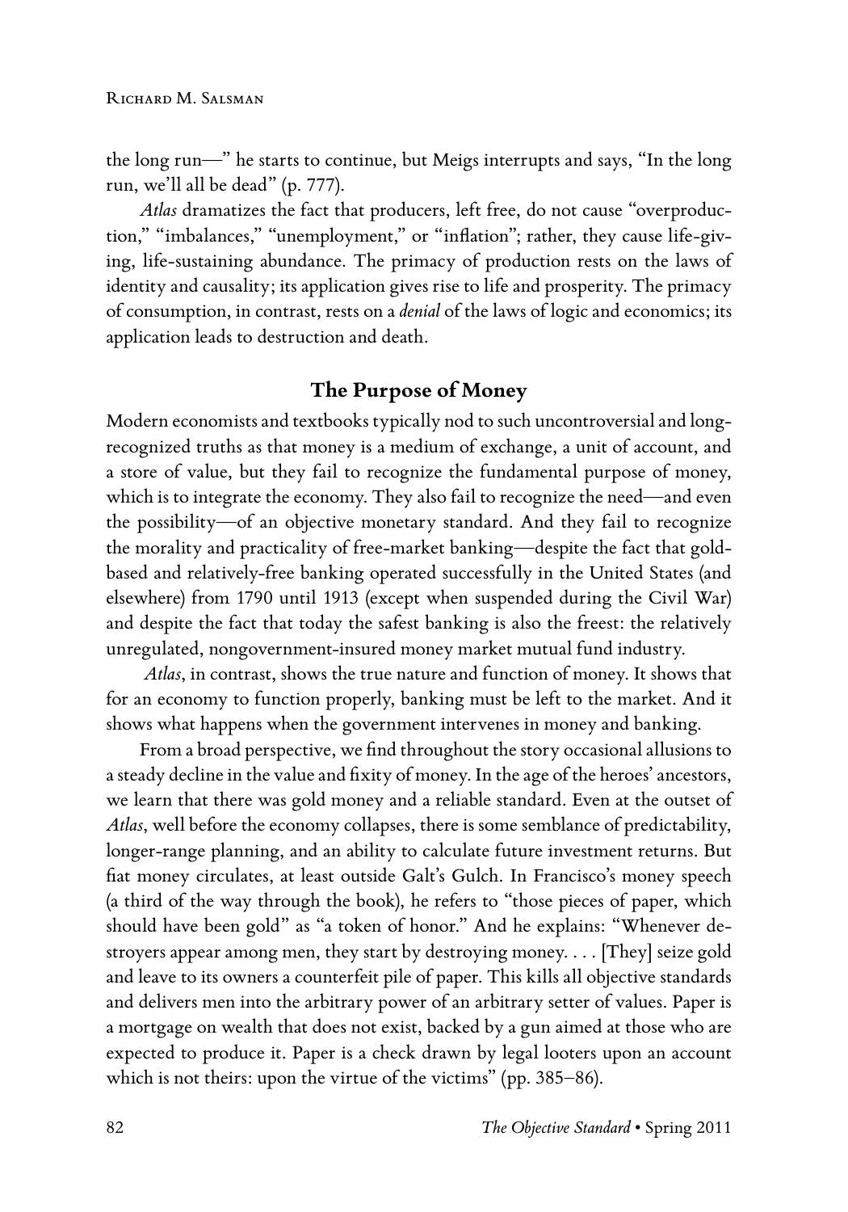the long run—" he starts to continue, but Meigs interrupts and says, "In the long run, we'll all be dead" (p. 777).

*Atlas* dramatizes the fact that producers, left free, do not cause "overproduction," "imbalances," "unemployment," or "inflation"; rather, they cause life-giving, life-sustaining abundance. The primacy of production rests on the laws of identity and causality; its application gives rise to life and prosperity. The primacy of consumption, in contrast, rests on a *denial* of the laws of logic and economics; its application leads to destruction and death.

## The Purpose of Money

Modern economists and textbooks typically nod to such uncontroversial and long-recognized truths as that money is a medium of exchange, a unit of account, and a store of value, but they fail to recognize the fundamental purpose of money, which is to integrate the economy. They also fail to recognize the need—and even the possibility—of an objective monetary standard. And they fail to recognize the morality and practicality of free-market banking—despite the fact that gold-based and relatively-free banking operated successfully in the United States (and elsewhere) from 1790 until 1913 (except when suspended during the Civil War) and despite the fact that today the safest banking is also the freest: the relatively unregulated, nongovernment-insured money market mutual fund industry.

*Atlas*, in contrast, shows the true nature and function of money. It shows that for an economy to function properly, banking must be left to the market. And it shows what happens when the government intervenes in money and banking.

From a broad perspective, we find throughout the story occasional allusions to a steady decline in the value and fixity of money. In the age of the heroes' ancestors, we learn that there was gold money and a reliable standard. Even at the outset of *Atlas*, well before the economy collapses, there is some semblance of predictability, longer-range planning, and an ability to calculate future investment returns. But fiat money circulates, at least outside Galt's Gulch. In Francisco's money speech (a third of the way through the book), he refers to "those pieces of paper, which should have been gold" as "a token of honor." And he explains: "Whenever destroyers appear among men, they start by destroying money. . . . [They] seize gold and leave to its owners a counterfeit pile of paper. This kills all objective standards and delivers men into the arbitrary power of an arbitrary setter of values. Paper is a mortgage on wealth that does not exist, backed by a gun aimed at those who are expected to produce it. Paper is a check drawn by legal looters upon an account which is not theirs: upon the virtue of the victims" (pp. 385–86).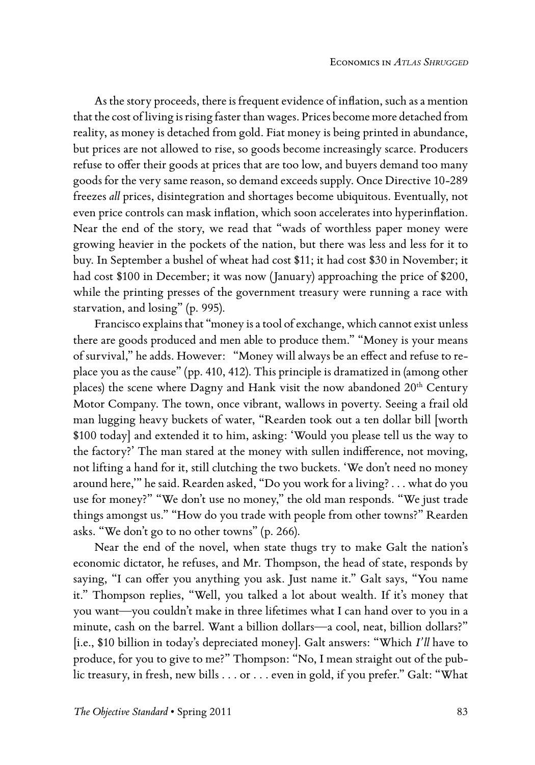As the story proceeds, there is frequent evidence of inflation, such as a mention that the cost of living is rising faster than wages. Prices become more detached from reality, as money is detached from gold. Fiat money is being printed in abundance, but prices are not allowed to rise, so goods become increasingly scarce. Producers refuse to offer their goods at prices that are too low, and buyers demand too many goods for the very same reason, so demand exceeds supply. Once Directive 10-289 freezes *all* prices, disintegration and shortages become ubiquitous. Eventually, not even price controls can mask inflation, which soon accelerates into hyperinflation. Near the end of the story, we read that "wads of worthless paper money were growing heavier in the pockets of the nation, but there was less and less for it to buy. In September a bushel of wheat had cost $11; it had cost $30 in November; it had cost $100 in December; it was now (January) approaching the price of $200, while the printing presses of the government treasury were running a race with starvation, and losing" (p. 995).

Francisco explains that "money is a tool of exchange, which cannot exist unless there are goods produced and men able to produce them." "Money is your means of survival," he adds. However: "Money will always be an effect and refuse to replace you as the cause" (pp. 410, 412). This principle is dramatized in (among other places) the scene where Dagny and Hank visit the now abandoned 20th Century Motor Company. The town, once vibrant, wallows in poverty. Seeing a frail old man lugging heavy buckets of water, "Rearden took out a ten dollar bill [worth $100 today] and extended it to him, asking: 'Would you please tell us the way to the factory?' The man stared at the money with sullen indifference, not moving, not lifting a hand for it, still clutching the two buckets. 'We don't need no money around here,'" he said. Rearden asked, "Do you work for a living? . . . what do you use for money?" "We don't use no money," the old man responds. "We just trade things amongst us." "How do you trade with people from other towns?" Rearden asks. "We don't go to no other towns" (p. 266).

Near the end of the novel, when state thugs try to make Galt the nation's economic dictator, he refuses, and Mr. Thompson, the head of state, responds by saying, "I can offer you anything you ask. Just name it." Galt says, "You name it." Thompson replies, "Well, you talked a lot about wealth. If it's money that you want—you couldn't make in three lifetimes what I can hand over to you in a minute, cash on the barrel. Want a billion dollars—a cool, neat, billion dollars?" [i.e., $10 billion in today's depreciated money]. Galt answers: "Which *I'll* have to produce, for you to give to me?" Thompson: "No, I mean straight out of the public treasury, in fresh, new bills . . . or . . . even in gold, if you prefer." Galt: "What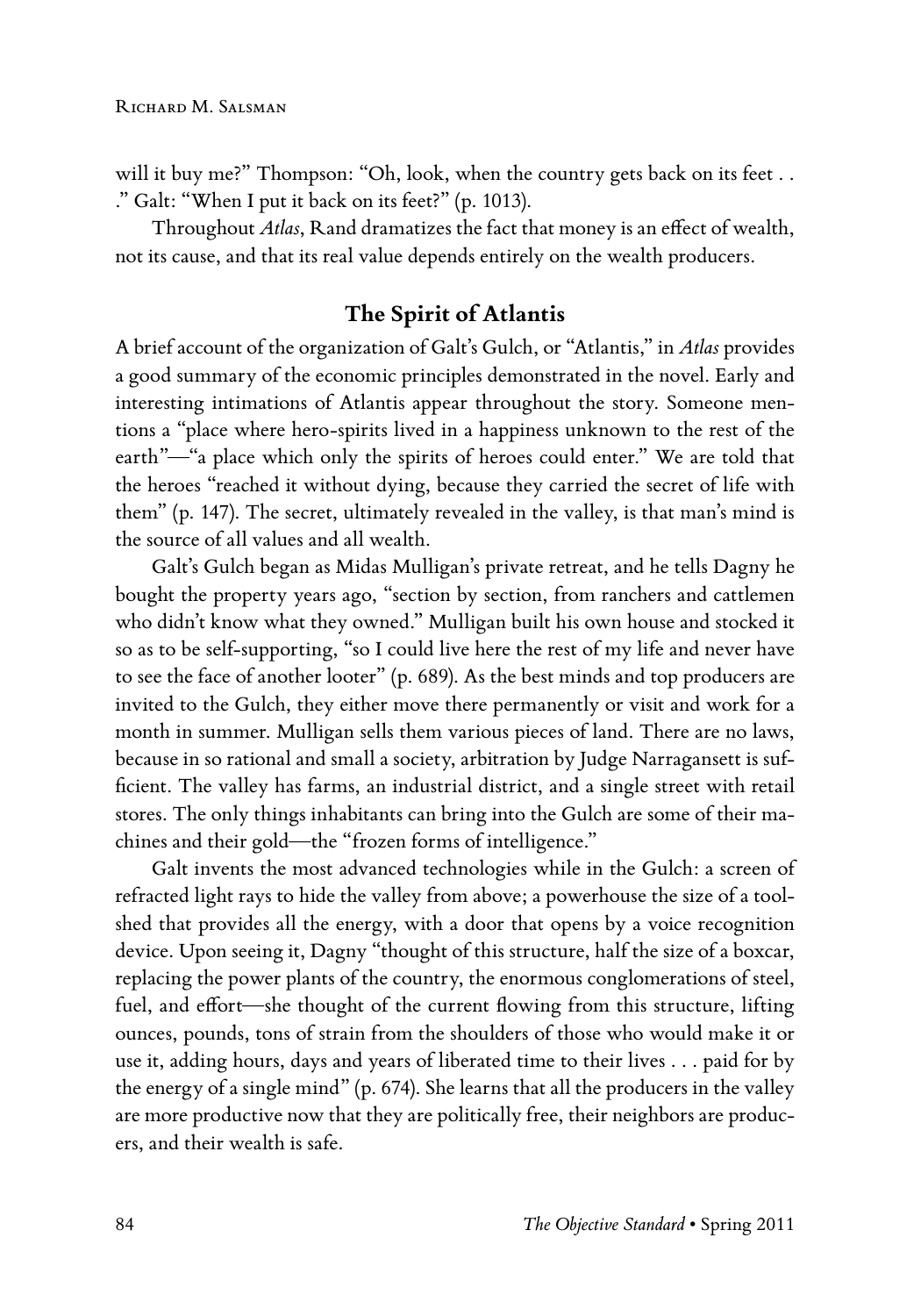will it buy me?" Thompson: "Oh, look, when the country gets back on its feet . . ." Galt: "When I put it back on its feet?" (p. 1013).

Throughout *Atlas*, Rand dramatizes the fact that money is an effect of wealth, not its cause, and that its real value depends entirely on the wealth producers.

## The Spirit of Atlantis

A brief account of the organization of Galt's Gulch, or "Atlantis," in *Atlas* provides a good summary of the economic principles demonstrated in the novel. Early and interesting intimations of Atlantis appear throughout the story. Someone mentions a "place where hero-spirits lived in a happiness unknown to the rest of the earth"—"a place which only the spirits of heroes could enter." We are told that the heroes "reached it without dying, because they carried the secret of life with them" (p. 147). The secret, ultimately revealed in the valley, is that man's mind is the source of all values and all wealth.

Galt's Gulch began as Midas Mulligan's private retreat, and he tells Dagny he bought the property years ago, "section by section, from ranchers and cattlemen who didn't know what they owned." Mulligan built his own house and stocked it so as to be self-supporting, "so I could live here the rest of my life and never have to see the face of another looter" (p. 689). As the best minds and top producers are invited to the Gulch, they either move there permanently or visit and work for a month in summer. Mulligan sells them various pieces of land. There are no laws, because in so rational and small a society, arbitration by Judge Narragansett is sufficient. The valley has farms, an industrial district, and a single street with retail stores. The only things inhabitants can bring into the Gulch are some of their machines and their gold—the "frozen forms of intelligence."

Galt invents the most advanced technologies while in the Gulch: a screen of refracted light rays to hide the valley from above; a powerhouse the size of a toolshed that provides all the energy, with a door that opens by a voice recognition device. Upon seeing it, Dagny "thought of this structure, half the size of a boxcar, replacing the power plants of the country, the enormous conglomerations of steel, fuel, and effort—she thought of the current flowing from this structure, lifting ounces, pounds, tons of strain from the shoulders of those who would make it or use it, adding hours, days and years of liberated time to their lives . . . paid for by the energy of a single mind" (p. 674). She learns that all the producers in the valley are more productive now that they are politically free, their neighbors are producers, and their wealth is safe.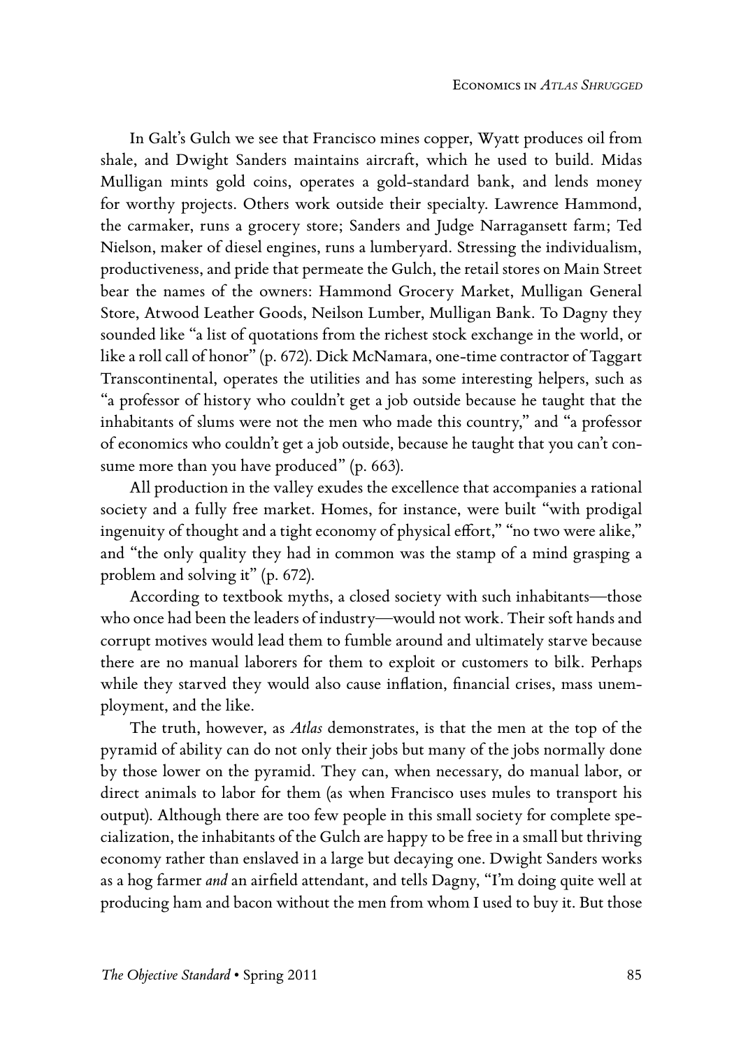In Galt's Gulch we see that Francisco mines copper, Wyatt produces oil from shale, and Dwight Sanders maintains aircraft, which he used to build. Midas Mulligan mints gold coins, operates a gold-standard bank, and lends money for worthy projects. Others work outside their specialty. Lawrence Hammond, the carmaker, runs a grocery store; Sanders and Judge Narragansett farm; Ted Nielson, maker of diesel engines, runs a lumberyard. Stressing the individualism, productiveness, and pride that permeate the Gulch, the retail stores on Main Street bear the names of the owners: Hammond Grocery Market, Mulligan General Store, Atwood Leather Goods, Neilson Lumber, Mulligan Bank. To Dagny they sounded like "a list of quotations from the richest stock exchange in the world, or like a roll call of honor" (p. 672). Dick McNamara, one-time contractor of Taggart Transcontinental, operates the utilities and has some interesting helpers, such as "a professor of history who couldn't get a job outside because he taught that the inhabitants of slums were not the men who made this country," and "a professor of economics who couldn't get a job outside, because he taught that you can't consume more than you have produced" (p. 663).

All production in the valley exudes the excellence that accompanies a rational society and a fully free market. Homes, for instance, were built "with prodigal ingenuity of thought and a tight economy of physical effort," "no two were alike," and "the only quality they had in common was the stamp of a mind grasping a problem and solving it" (p. 672).

According to textbook myths, a closed society with such inhabitants—those who once had been the leaders of industry—would not work. Their soft hands and corrupt motives would lead them to fumble around and ultimately starve because there are no manual laborers for them to exploit or customers to bilk. Perhaps while they starved they would also cause inflation, financial crises, mass unemployment, and the like.

The truth, however, as *Atlas* demonstrates, is that the men at the top of the pyramid of ability can do not only their jobs but many of the jobs normally done by those lower on the pyramid. They can, when necessary, do manual labor, or direct animals to labor for them (as when Francisco uses mules to transport his output). Although there are too few people in this small society for complete specialization, the inhabitants of the Gulch are happy to be free in a small but thriving economy rather than enslaved in a large but decaying one. Dwight Sanders works as a hog farmer *and* an airfield attendant, and tells Dagny, "I'm doing quite well at producing ham and bacon without the men from whom I used to buy it. But those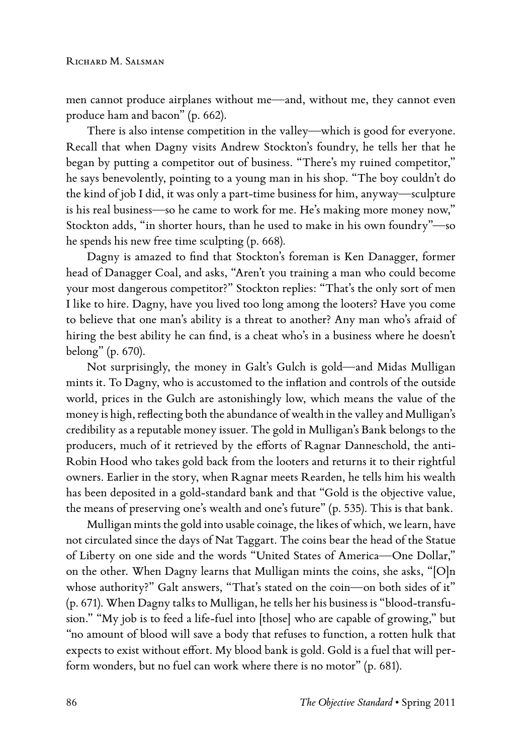men cannot produce airplanes without me—and, without me, they cannot even produce ham and bacon" (p. 662).

There is also intense competition in the valley—which is good for everyone. Recall that when Dagny visits Andrew Stockton's foundry, he tells her that he began by putting a competitor out of business. "There's my ruined competitor," he says benevolently, pointing to a young man in his shop. "The boy couldn't do the kind of job I did, it was only a part-time business for him, anyway—sculpture is his real business—so he came to work for me. He's making more money now," Stockton adds, "in shorter hours, than he used to make in his own foundry"—so he spends his new free time sculpting (p. 668).

Dagny is amazed to find that Stockton's foreman is Ken Danagger, former head of Danagger Coal, and asks, "Aren't you training a man who could become your most dangerous competitor?" Stockton replies: "That's the only sort of men I like to hire. Dagny, have you lived too long among the looters? Have you come to believe that one man's ability is a threat to another? Any man who's afraid of hiring the best ability he can find, is a cheat who's in a business where he doesn't belong" (p. 670).

Not surprisingly, the money in Galt's Gulch is gold—and Midas Mulligan mints it. To Dagny, who is accustomed to the inflation and controls of the outside world, prices in the Gulch are astonishingly low, which means the value of the money is high, reflecting both the abundance of wealth in the valley and Mulligan's credibility as a reputable money issuer. The gold in Mulligan's Bank belongs to the producers, much of it retrieved by the efforts of Ragnar Danneschold, the anti-Robin Hood who takes gold back from the looters and returns it to their rightful owners. Earlier in the story, when Ragnar meets Rearden, he tells him his wealth has been deposited in a gold-standard bank and that "Gold is the objective value, the means of preserving one's wealth and one's future" (p. 535). This is that bank.

Mulligan mints the gold into usable coinage, the likes of which, we learn, have not circulated since the days of Nat Taggart. The coins bear the head of the Statue of Liberty on one side and the words "United States of America—One Dollar," on the other. When Dagny learns that Mulligan mints the coins, she asks, "[O]n whose authority?" Galt answers, "That's stated on the coin—on both sides of it" (p. 671). When Dagny talks to Mulligan, he tells her his business is "blood-transfusion." "My job is to feed a life-fuel into [those] who are capable of growing," but "no amount of blood will save a body that refuses to function, a rotten hulk that expects to exist without effort. My blood bank is gold. Gold is a fuel that will perform wonders, but no fuel can work where there is no motor" (p. 681).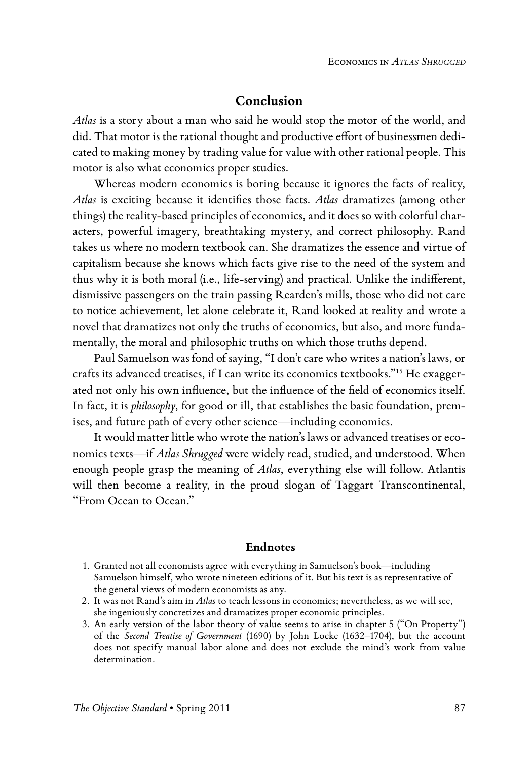## Conclusion

*Atlas* is a story about a man who said he would stop the motor of the world, and did. That motor is the rational thought and productive effort of businessmen dedicated to making money by trading value for value with other rational people. This motor is also what economics proper studies.

Whereas modern economics is boring because it ignores the facts of reality, *Atlas* is exciting because it identifies those facts. *Atlas* dramatizes (among other things) the reality-based principles of economics, and it does so with colorful characters, powerful imagery, breathtaking mystery, and correct philosophy. Rand takes us where no modern textbook can. She dramatizes the essence and virtue of capitalism because she knows which facts give rise to the need of the system and thus why it is both moral (i.e., life-serving) and practical. Unlike the indifferent, dismissive passengers on the train passing Rearden's mills, those who did not care to notice achievement, let alone celebrate it, Rand looked at reality and wrote a novel that dramatizes not only the truths of economics, but also, and more fundamentally, the moral and philosophic truths on which those truths depend.

Paul Samuelson was fond of saying, "I don't care who writes a nation's laws, or crafts its advanced treatises, if I can write its economics textbooks."[15] He exaggerated not only his own influence, but the influence of the field of economics itself. In fact, it is *philosophy*, for good or ill, that establishes the basic foundation, premises, and future path of every other science—including economics.

It would matter little who wrote the nation's laws or advanced treatises or economics texts—if *Atlas Shrugged* were widely read, studied, and understood. When enough people grasp the meaning of *Atlas*, everything else will follow. Atlantis will then become a reality, in the proud slogan of Taggart Transcontinental, "From Ocean to Ocean."

### Endnotes

1. Granted not all economists agree with everything in Samuelson's book—including Samuelson himself, who wrote nineteen editions of it. But his text is as representative of the general views of modern economists as any.
2. It was not Rand's aim in *Atlas* to teach lessons in economics; nevertheless, as we will see, she ingeniously concretizes and dramatizes proper economic principles.
3. An early version of the labor theory of value seems to arise in chapter 5 ("On Property") of the *Second Treatise of Government* (1690) by John Locke (1632–1704), but the account does not specify manual labor alone and does not exclude the mind's work from value determination.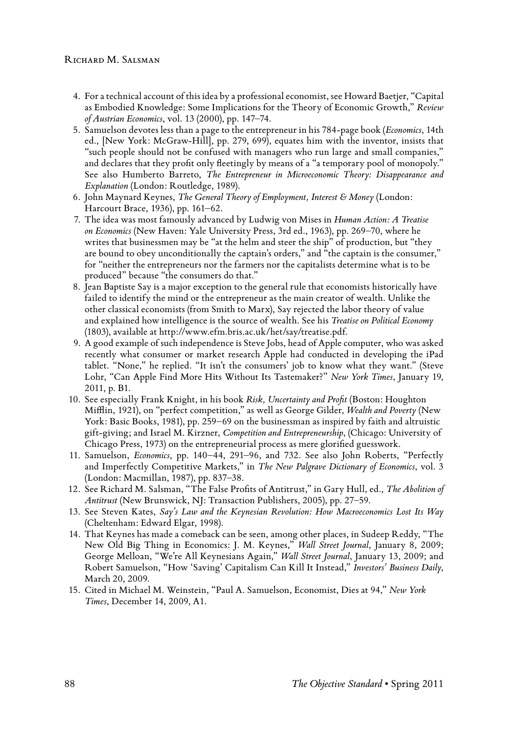4. For a technical account of this idea by a professional economist, see Howard Baetjer, "Capital as Embodied Knowledge: Some Implications for the Theory of Economic Growth," *Review of Austrian Economics*, vol. 13 (2000), pp. 147–74.
5. Samuelson devotes less than a page to the entrepreneur in his 784-page book (*Economics*, 14th ed., [New York: McGraw-Hill], pp. 279, 699), equates him with the inventor, insists that "such people should not be confused with managers who run large and small companies," and declares that they profit only fleetingly by means of a "temporary pool of monopoly." See also Humberto Barreto, *The Entrepreneur in Microeconomic Theory: Disappearance and Explanation* (London: Routledge, 1989).
6. John Maynard Keynes, *The General Theory of Employment, Interest & Money* (London: Harcourt Brace, 1936), pp. 161–62.
7. The idea was most famously advanced by Ludwig von Mises in *Human Action: A Treatise on Economics* (New Haven: Yale University Press, 3rd ed., 1963), pp. 269–70, where he writes that businessmen may be "at the helm and steer the ship" of production, but "they are bound to obey unconditionally the captain's orders," and "the captain is the consumer," for "neither the entrepreneurs nor the farmers nor the capitalists determine what is to be produced" because "the consumers do that."
8. Jean Baptiste Say is a major exception to the general rule that economists historically have failed to identify the mind or the entrepreneur as the main creator of wealth. Unlike the other classical economists (from Smith to Marx), Say rejected the labor theory of value and explained how intelligence is the source of wealth. See his *Treatise on Political Economy* (1803), available at http://www.efm.bris.ac.uk/het/say/treatise.pdf.
9. A good example of such independence is Steve Jobs, head of Apple computer, who was asked recently what consumer or market research Apple had conducted in developing the iPad tablet. "None," he replied. "It isn't the consumers' job to know what they want." (Steve Lohr, "Can Apple Find More Hits Without Its Tastemaker?" *New York Times*, January 19, 2011, p. B1.
10. See especially Frank Knight, in his book *Risk, Uncertainty and Profit* (Boston: Houghton Mifflin, 1921), on "perfect competition," as well as George Gilder, *Wealth and Poverty* (New York: Basic Books, 1981), pp. 259–69 on the businessman as inspired by faith and altruistic gift-giving; and Israel M. Kirzner, *Competition and Entrepreneurship*, (Chicago: University of Chicago Press, 1973) on the entrepreneurial process as mere glorified guesswork.
11. Samuelson, *Economics*, pp. 140–44, 291–96, and 732. See also John Roberts, "Perfectly and Imperfectly Competitive Markets," in *The New Palgrave Dictionary of Economics*, vol. 3 (London: Macmillan, 1987), pp. 837–38.
12. See Richard M. Salsman, "The False Profits of Antitrust," in Gary Hull, ed., *The Abolition of Antitrust* (New Brunswick, NJ: Transaction Publishers, 2005), pp. 27–59.
13. See Steven Kates, *Say's Law and the Keynesian Revolution: How Macroeconomics Lost Its Way* (Cheltenham: Edward Elgar, 1998).
14. That Keynes has made a comeback can be seen, among other places, in Sudeep Reddy, "The New Old Big Thing in Economics: J. M. Keynes," *Wall Street Journal*, January 8, 2009; George Melloan, "We're All Keynesians Again," *Wall Street Journal*, January 13, 2009; and Robert Samuelson, "How 'Saving' Capitalism Can Kill It Instead," *Investors' Business Daily*, March 20, 2009.
15. Cited in Michael M. Weinstein, "Paul A. Samuelson, Economist, Dies at 94," *New York Times*, December 14, 2009, A1.